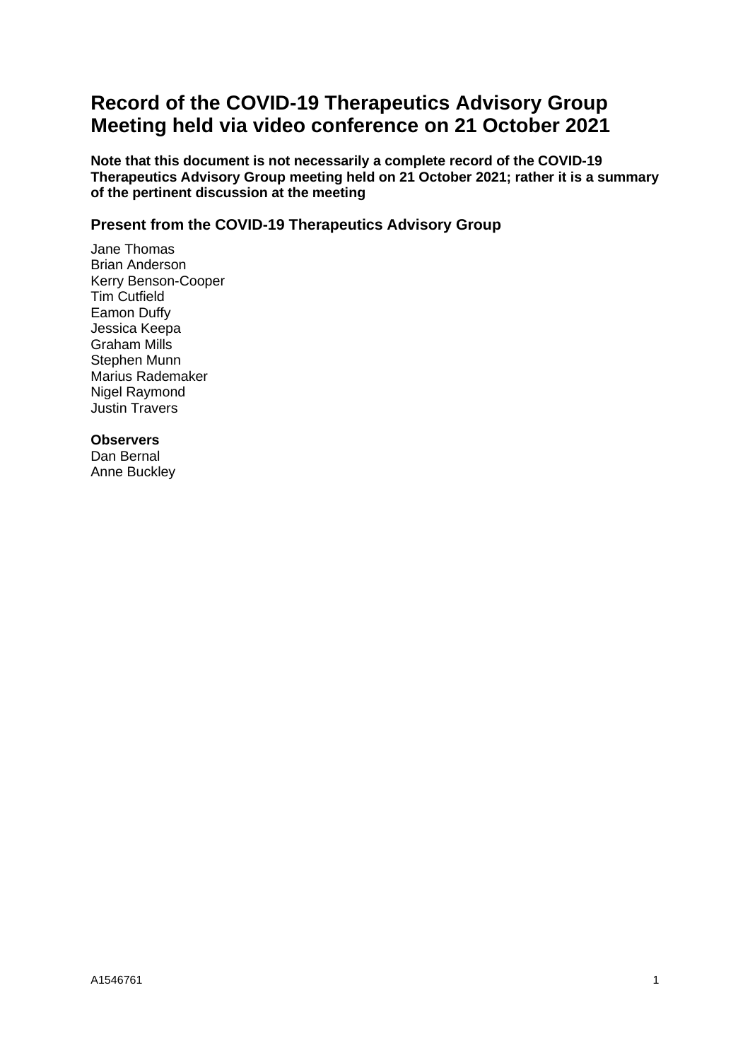# Record of the COVID-19 Therapeutics Advisory Group Meeting held via video conference on 21 October 2021

**Note that this document is not necessarily a complete record of the COVID-19 Therapeutics Advisory Group meeting held on 21 October 2021; rather it is a summary of the pertinent discussion at the meeting**

## Present from the COVID-19 Therapeutics Advisory Group

Jane Thomas
Brian Anderson
Kerry Benson-Cooper
Tim Cutfield
Eamon Duffy
Jessica Keepa
Graham Mills
Stephen Munn
Marius Rademaker
Nigel Raymond
Justin Travers

**Observers**
Dan Bernal
Anne Buckley

A1546761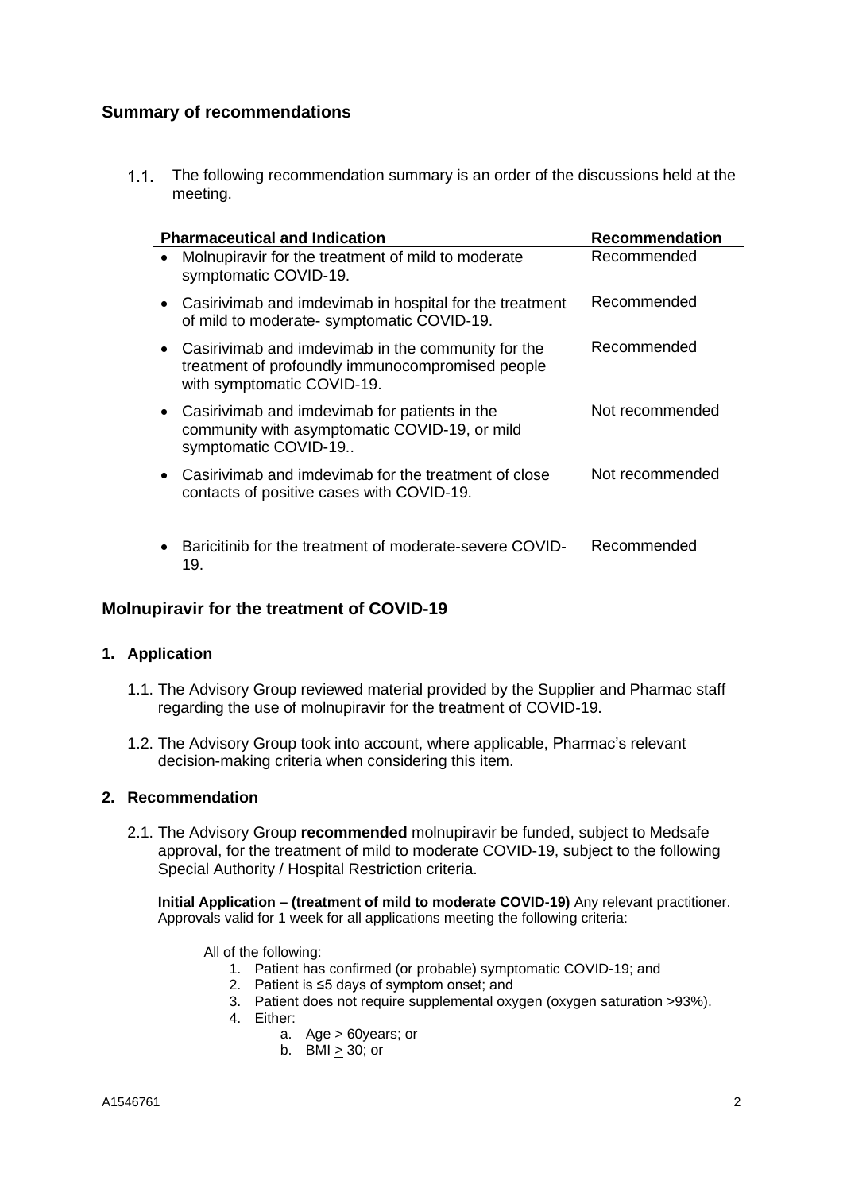## Summary of recommendations

1.1. The following recommendation summary is an order of the discussions held at the meeting.

| Pharmaceutical and Indication | Recommendation |
| --- | --- |
| • Molnupiravir for the treatment of mild to moderate symptomatic COVID-19. | Recommended |
| • Casirivimab and imdevimab in hospital for the treatment of mild to moderate- symptomatic COVID-19. | Recommended |
| • Casirivimab and imdevimab in the community for the treatment of profoundly immunocompromised people with symptomatic COVID-19. | Recommended |
| • Casirivimab and imdevimab for patients in the community with asymptomatic COVID-19, or mild symptomatic COVID-19.. | Not recommended |
| • Casirivimab and imdevimab for the treatment of close contacts of positive cases with COVID-19. | Not recommended |
| • Baricitinib for the treatment of moderate-severe COVID-19. | Recommended |

## Molnupiravir for the treatment of COVID-19

### 1. Application

1.1. The Advisory Group reviewed material provided by the Supplier and Pharmac staff regarding the use of molnupiravir for the treatment of COVID-19.

1.2. The Advisory Group took into account, where applicable, Pharmac's relevant decision-making criteria when considering this item.

### 2. Recommendation

2.1. The Advisory Group **recommended** molnupiravir be funded, subject to Medsafe approval, for the treatment of mild to moderate COVID-19, subject to the following Special Authority / Hospital Restriction criteria.

**Initial Application – (treatment of mild to moderate COVID-19)** Any relevant practitioner. Approvals valid for 1 week for all applications meeting the following criteria:

All of the following:

1. Patient has confirmed (or probable) symptomatic COVID-19; and
2. Patient is ≤5 days of symptom onset; and
3. Patient does not require supplemental oxygen (oxygen saturation >93%).
4. Either:
   a. Age > 60years; or
   b. BMI ≥ 30; or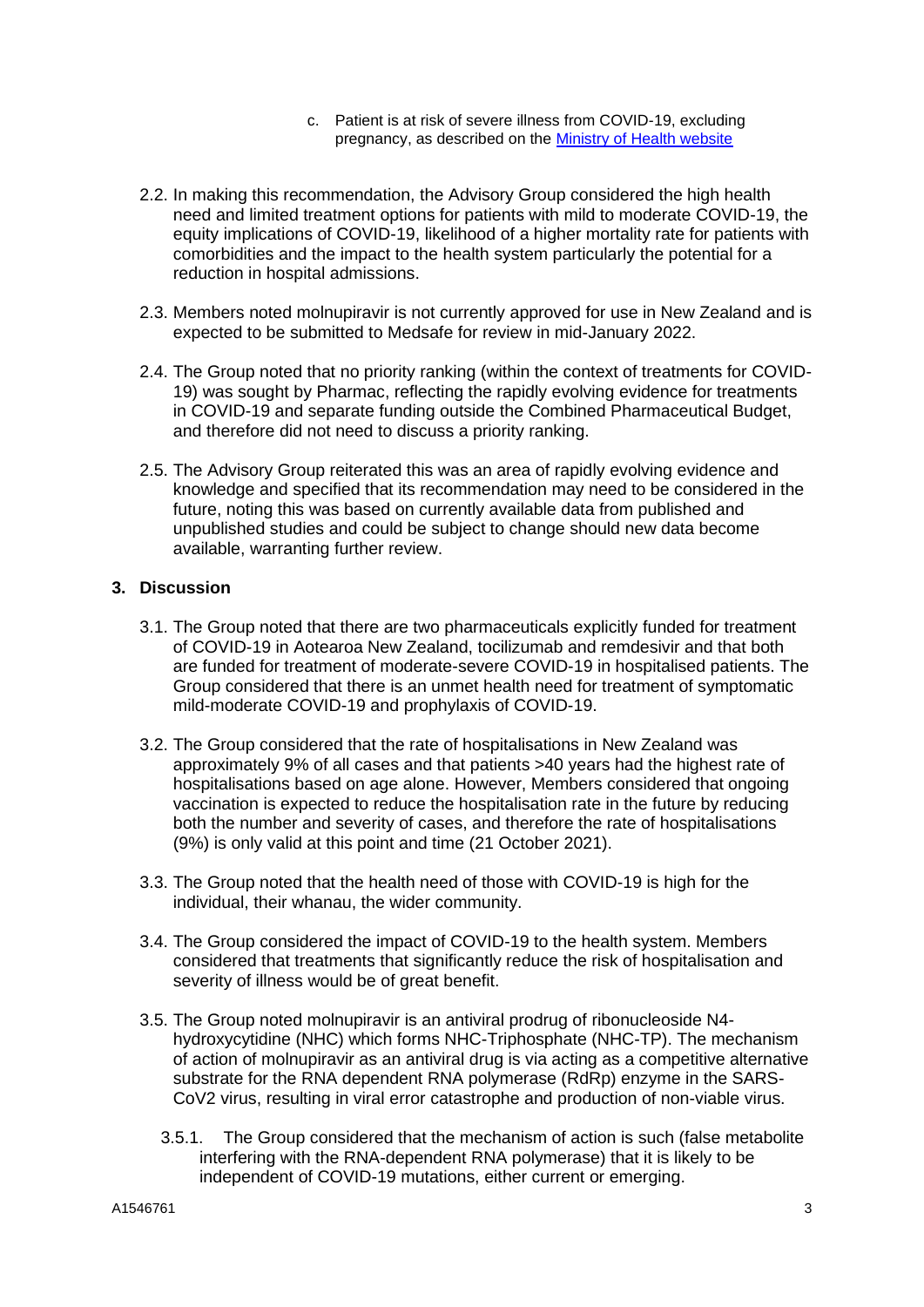c. Patient is at risk of severe illness from COVID-19, excluding pregnancy, as described on the [Ministry of Health website](#)

2.2. In making this recommendation, the Advisory Group considered the high health need and limited treatment options for patients with mild to moderate COVID-19, the equity implications of COVID-19, likelihood of a higher mortality rate for patients with comorbidities and the impact to the health system particularly the potential for a reduction in hospital admissions.

2.3. Members noted molnupiravir is not currently approved for use in New Zealand and is expected to be submitted to Medsafe for review in mid-January 2022.

2.4. The Group noted that no priority ranking (within the context of treatments for COVID-19) was sought by Pharmac, reflecting the rapidly evolving evidence for treatments in COVID-19 and separate funding outside the Combined Pharmaceutical Budget, and therefore did not need to discuss a priority ranking.

2.5. The Advisory Group reiterated this was an area of rapidly evolving evidence and knowledge and specified that its recommendation may need to be considered in the future, noting this was based on currently available data from published and unpublished studies and could be subject to change should new data become available, warranting further review.

## 3. Discussion

3.1. The Group noted that there are two pharmaceuticals explicitly funded for treatment of COVID-19 in Aotearoa New Zealand, tocilizumab and remdesivir and that both are funded for treatment of moderate-severe COVID-19 in hospitalised patients. The Group considered that there is an unmet health need for treatment of symptomatic mild-moderate COVID-19 and prophylaxis of COVID-19.

3.2. The Group considered that the rate of hospitalisations in New Zealand was approximately 9% of all cases and that patients >40 years had the highest rate of hospitalisations based on age alone. However, Members considered that ongoing vaccination is expected to reduce the hospitalisation rate in the future by reducing both the number and severity of cases, and therefore the rate of hospitalisations (9%) is only valid at this point and time (21 October 2021).

3.3. The Group noted that the health need of those with COVID-19 is high for the individual, their whanau, the wider community.

3.4. The Group considered the impact of COVID-19 to the health system. Members considered that treatments that significantly reduce the risk of hospitalisation and severity of illness would be of great benefit.

3.5. The Group noted molnupiravir is an antiviral prodrug of ribonucleoside N4-hydroxycytidine (NHC) which forms NHC-Triphosphate (NHC-TP). The mechanism of action of molnupiravir as an antiviral drug is via acting as a competitive alternative substrate for the RNA dependent RNA polymerase (RdRp) enzyme in the SARS-CoV2 virus, resulting in viral error catastrophe and production of non-viable virus.

3.5.1. The Group considered that the mechanism of action is such (false metabolite interfering with the RNA-dependent RNA polymerase) that it is likely to be independent of COVID-19 mutations, either current or emerging.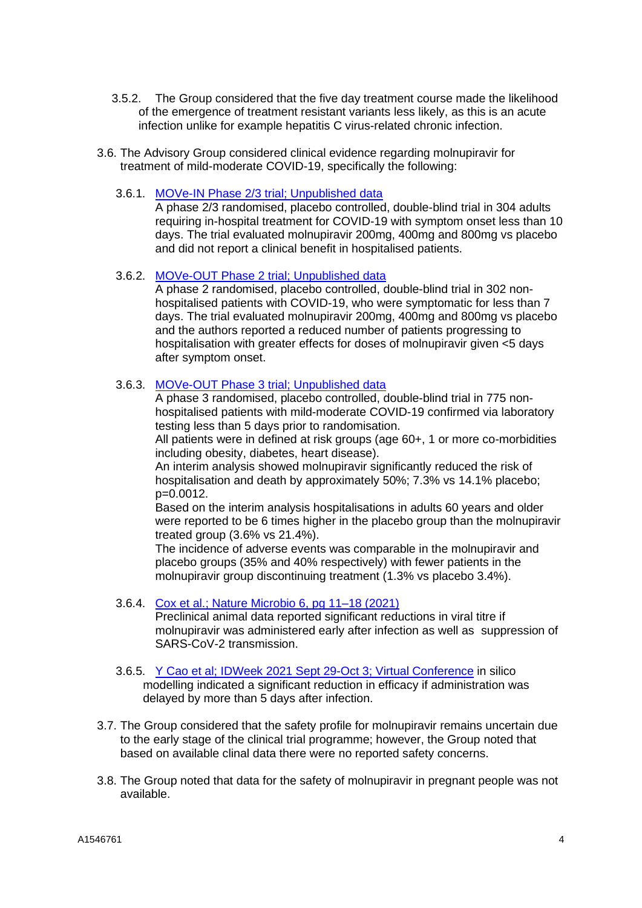3.5.2. The Group considered that the five day treatment course made the likelihood of the emergence of treatment resistant variants less likely, as this is an acute infection unlike for example hepatitis C virus-related chronic infection.

3.6. The Advisory Group considered clinical evidence regarding molnupiravir for treatment of mild-moderate COVID-19, specifically the following:

3.6.1. MOVe-IN Phase 2/3 trial; Unpublished data
A phase 2/3 randomised, placebo controlled, double-blind trial in 304 adults requiring in-hospital treatment for COVID-19 with symptom onset less than 10 days. The trial evaluated molnupiravir 200mg, 400mg and 800mg vs placebo and did not report a clinical benefit in hospitalised patients.

3.6.2. MOVe-OUT Phase 2 trial; Unpublished data
A phase 2 randomised, placebo controlled, double-blind trial in 302 non-hospitalised patients with COVID-19, who were symptomatic for less than 7 days. The trial evaluated molnupiravir 200mg, 400mg and 800mg vs placebo and the authors reported a reduced number of patients progressing to hospitalisation with greater effects for doses of molnupiravir given <5 days after symptom onset.

3.6.3. MOVe-OUT Phase 3 trial; Unpublished data
A phase 3 randomised, placebo controlled, double-blind trial in 775 non-hospitalised patients with mild-moderate COVID-19 confirmed via laboratory testing less than 5 days prior to randomisation.
All patients were in defined at risk groups (age 60+, 1 or more co-morbidities including obesity, diabetes, heart disease).
An interim analysis showed molnupiravir significantly reduced the risk of hospitalisation and death by approximately 50%; 7.3% vs 14.1% placebo; p=0.0012.
Based on the interim analysis hospitalisations in adults 60 years and older were reported to be 6 times higher in the placebo group than the molnupiravir treated group (3.6% vs 21.4%).
The incidence of adverse events was comparable in the molnupiravir and placebo groups (35% and 40% respectively) with fewer patients in the molnupiravir group discontinuing treatment (1.3% vs placebo 3.4%).

3.6.4. Cox et al.; Nature Microbio 6, pg 11–18 (2021)
Preclinical animal data reported significant reductions in viral titre if molnupiravir was administered early after infection as well as suppression of SARS-CoV-2 transmission.

3.6.5. Y Cao et al; IDWeek 2021 Sept 29-Oct 3; Virtual Conference in silico modelling indicated a significant reduction in efficacy if administration was delayed by more than 5 days after infection.

3.7. The Group considered that the safety profile for molnupiravir remains uncertain due to the early stage of the clinical trial programme; however, the Group noted that based on available clinal data there were no reported safety concerns.

3.8. The Group noted that data for the safety of molnupiravir in pregnant people was not available.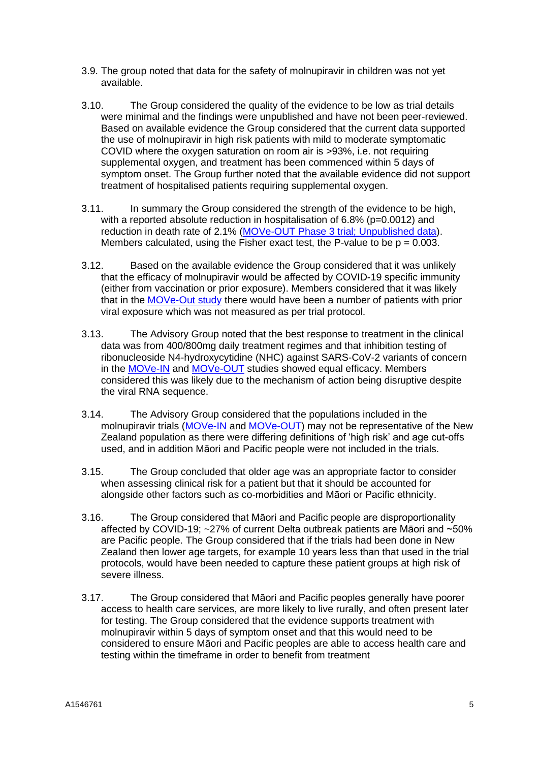3.9. The group noted that data for the safety of molnupiravir in children was not yet available.

3.10. The Group considered the quality of the evidence to be low as trial details were minimal and the findings were unpublished and have not been peer-reviewed. Based on available evidence the Group considered that the current data supported the use of molnupiravir in high risk patients with mild to moderate symptomatic COVID where the oxygen saturation on room air is >93%, i.e. not requiring supplemental oxygen, and treatment has been commenced within 5 days of symptom onset. The Group further noted that the available evidence did not support treatment of hospitalised patients requiring supplemental oxygen.

3.11. In summary the Group considered the strength of the evidence to be high, with a reported absolute reduction in hospitalisation of 6.8% ($p=0.0012$) and reduction in death rate of 2.1% ([MOVe-OUT Phase 3 trial; Unpublished data]). Members calculated, using the Fisher exact test, the P-value to be $p = 0.003$.

3.12. Based on the available evidence the Group considered that it was unlikely that the efficacy of molnupiravir would be affected by COVID-19 specific immunity (either from vaccination or prior exposure). Members considered that it was likely that in the [MOVe-Out study] there would have been a number of patients with prior viral exposure which was not measured as per trial protocol.

3.13. The Advisory Group noted that the best response to treatment in the clinical data was from 400/800mg daily treatment regimes and that inhibition testing of ribonucleoside N4-hydroxycytidine (NHC) against SARS-CoV-2 variants of concern in the [MOVe-IN] and [MOVe-OUT] studies showed equal efficacy. Members considered this was likely due to the mechanism of action being disruptive despite the viral RNA sequence.

3.14. The Advisory Group considered that the populations included in the molnupiravir trials ([MOVe-IN] and [MOVe-OUT]) may not be representative of the New Zealand population as there were differing definitions of 'high risk' and age cut-offs used, and in addition Māori and Pacific people were not included in the trials.

3.15. The Group concluded that older age was an appropriate factor to consider when assessing clinical risk for a patient but that it should be accounted for alongside other factors such as co-morbidities and Māori or Pacific ethnicity.

3.16. The Group considered that Māori and Pacific people are disproportionality affected by COVID-19; ~27% of current Delta outbreak patients are Māori and ~50% are Pacific people. The Group considered that if the trials had been done in New Zealand then lower age targets, for example 10 years less than that used in the trial protocols, would have been needed to capture these patient groups at high risk of severe illness.

3.17. The Group considered that Māori and Pacific peoples generally have poorer access to health care services, are more likely to live rurally, and often present later for testing. The Group considered that the evidence supports treatment with molnupiravir within 5 days of symptom onset and that this would need to be considered to ensure Māori and Pacific peoples are able to access health care and testing within the timeframe in order to benefit from treatment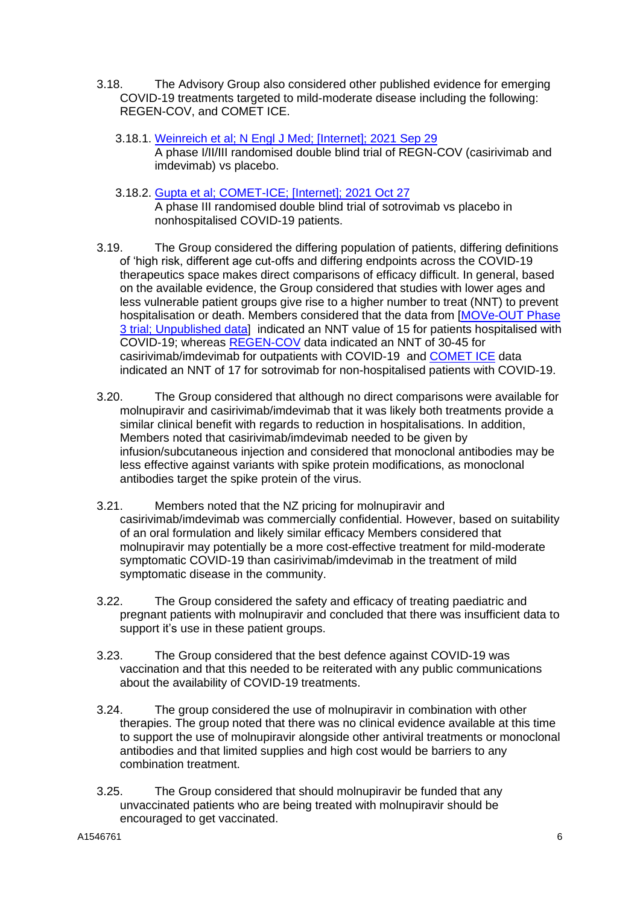3.18. The Advisory Group also considered other published evidence for emerging COVID-19 treatments targeted to mild-moderate disease including the following: REGEN-COV, and COMET ICE.

3.18.1. Weinreich et al; N Engl J Med; [Internet]; 2021 Sep 29
A phase I/II/III randomised double blind trial of REGN-COV (casirivimab and imdevimab) vs placebo.

3.18.2. Gupta et al; COMET-ICE; [Internet]; 2021 Oct 27
A phase III randomised double blind trial of sotrovimab vs placebo in nonhospitalised COVID-19 patients.

3.19. The Group considered the differing population of patients, differing definitions of 'high risk, different age cut-offs and differing endpoints across the COVID-19 therapeutics space makes direct comparisons of efficacy difficult. In general, based on the available evidence, the Group considered that studies with lower ages and less vulnerable patient groups give rise to a higher number to treat (NNT) to prevent hospitalisation or death. Members considered that the data from [MOVe-OUT Phase 3 trial; Unpublished data] indicated an NNT value of 15 for patients hospitalised with COVID-19; whereas REGEN-COV data indicated an NNT of 30-45 for casirivimab/imdevimab for outpatients with COVID-19 and COMET ICE data indicated an NNT of 17 for sotrovimab for non-hospitalised patients with COVID-19.

3.20. The Group considered that although no direct comparisons were available for molnupiravir and casirivimab/imdevimab that it was likely both treatments provide a similar clinical benefit with regards to reduction in hospitalisations. In addition, Members noted that casirivimab/imdevimab needed to be given by infusion/subcutaneous injection and considered that monoclonal antibodies may be less effective against variants with spike protein modifications, as monoclonal antibodies target the spike protein of the virus.

3.21. Members noted that the NZ pricing for molnupiravir and casirivimab/imdevimab was commercially confidential. However, based on suitability of an oral formulation and likely similar efficacy Members considered that molnupiravir may potentially be a more cost-effective treatment for mild-moderate symptomatic COVID-19 than casirivimab/imdevimab in the treatment of mild symptomatic disease in the community.

3.22. The Group considered the safety and efficacy of treating paediatric and pregnant patients with molnupiravir and concluded that there was insufficient data to support it's use in these patient groups.

3.23. The Group considered that the best defence against COVID-19 was vaccination and that this needed to be reiterated with any public communications about the availability of COVID-19 treatments.

3.24. The group considered the use of molnupiravir in combination with other therapies. The group noted that there was no clinical evidence available at this time to support the use of molnupiravir alongside other antiviral treatments or monoclonal antibodies and that limited supplies and high cost would be barriers to any combination treatment.

3.25. The Group considered that should molnupiravir be funded that any unvaccinated patients who are being treated with molnupiravir should be encouraged to get vaccinated.

A1546761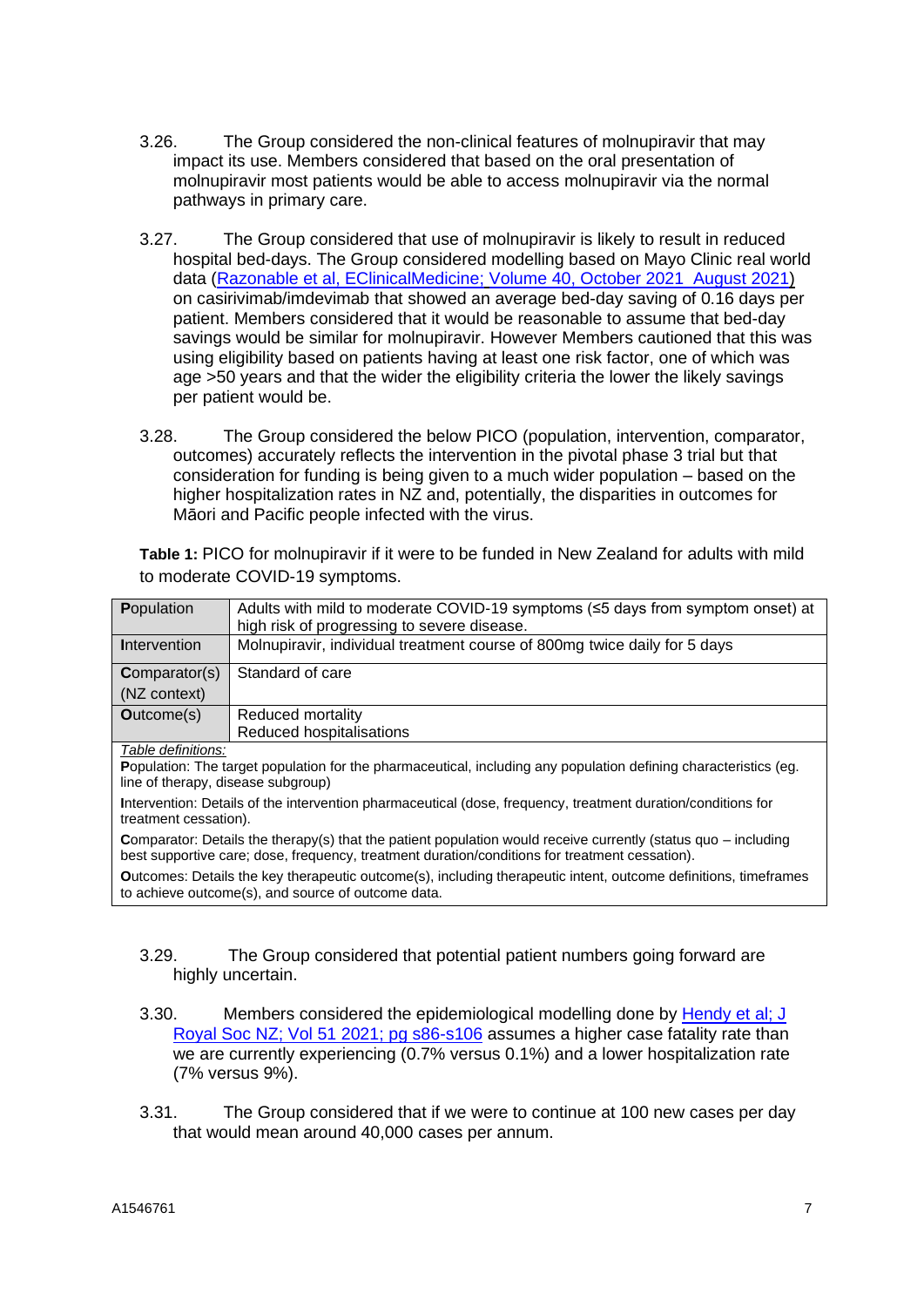3.26. The Group considered the non-clinical features of molnupiravir that may impact its use. Members considered that based on the oral presentation of molnupiravir most patients would be able to access molnupiravir via the normal pathways in primary care.

3.27. The Group considered that use of molnupiravir is likely to result in reduced hospital bed-days. The Group considered modelling based on Mayo Clinic real world data ([Razonable et al, EClinicalMedicine; Volume 40, October 2021 August 2021]()) on casirivimab/imdevimab that showed an average bed-day saving of 0.16 days per patient. Members considered that it would be reasonable to assume that bed-day savings would be similar for molnupiravir. However Members cautioned that this was using eligibility based on patients having at least one risk factor, one of which was age >50 years and that the wider the eligibility criteria the lower the likely savings per patient would be.

3.28. The Group considered the below PICO (population, intervention, comparator, outcomes) accurately reflects the intervention in the pivotal phase 3 trial but that consideration for funding is being given to a much wider population – based on the higher hospitalization rates in NZ and, potentially, the disparities in outcomes for Māori and Pacific people infected with the virus.

**Table 1:** PICO for molnupiravir if it were to be funded in New Zealand for adults with mild to moderate COVID-19 symptoms.

| | |
|---|---|
| **P**opulation | Adults with mild to moderate COVID-19 symptoms (≤5 days from symptom onset) at high risk of progressing to severe disease. |
| **I**ntervention | Molnupiravir, individual treatment course of 800mg twice daily for 5 days |
| **C**omparator(s) (NZ context) | Standard of care |
| **O**utcome(s) | Reduced mortality<br>Reduced hospitalisations |

*Table definitions:*

**P**opulation: The target population for the pharmaceutical, including any population defining characteristics (eg. line of therapy, disease subgroup)

**I**ntervention: Details of the intervention pharmaceutical (dose, frequency, treatment duration/conditions for treatment cessation).

**C**omparator: Details the therapy(s) that the patient population would receive currently (status quo – including best supportive care; dose, frequency, treatment duration/conditions for treatment cessation).

**O**utcomes: Details the key therapeutic outcome(s), including therapeutic intent, outcome definitions, timeframes to achieve outcome(s), and source of outcome data.

3.29. The Group considered that potential patient numbers going forward are highly uncertain.

3.30. Members considered the epidemiological modelling done by [Hendy et al; J Royal Soc NZ; Vol 51 2021; pg s86-s106]() assumes a higher case fatality rate than we are currently experiencing (0.7% versus 0.1%) and a lower hospitalization rate (7% versus 9%).

3.31. The Group considered that if we were to continue at 100 new cases per day that would mean around 40,000 cases per annum.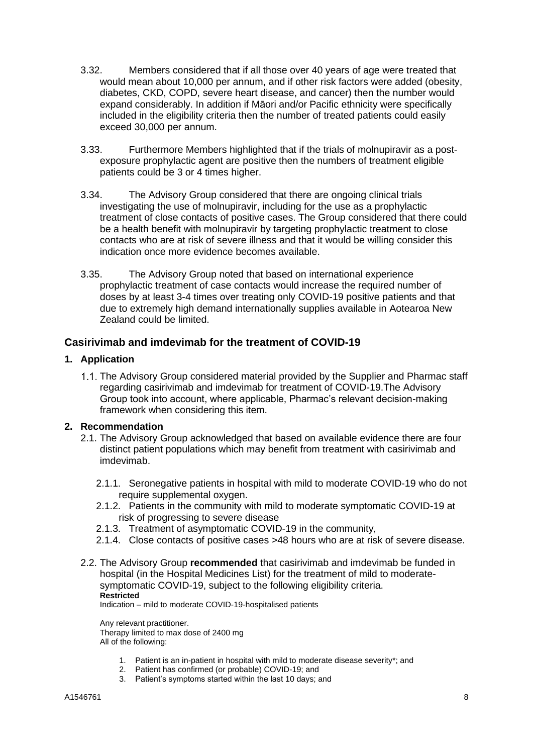3.32. Members considered that if all those over 40 years of age were treated that would mean about 10,000 per annum, and if other risk factors were added (obesity, diabetes, CKD, COPD, severe heart disease, and cancer) then the number would expand considerably. In addition if Māori and/or Pacific ethnicity were specifically included in the eligibility criteria then the number of treated patients could easily exceed 30,000 per annum.

3.33. Furthermore Members highlighted that if the trials of molnupiravir as a post-exposure prophylactic agent are positive then the numbers of treatment eligible patients could be 3 or 4 times higher.

3.34. The Advisory Group considered that there are ongoing clinical trials investigating the use of molnupiravir, including for the use as a prophylactic treatment of close contacts of positive cases. The Group considered that there could be a health benefit with molnupiravir by targeting prophylactic treatment to close contacts who are at risk of severe illness and that it would be willing consider this indication once more evidence becomes available.

3.35. The Advisory Group noted that based on international experience prophylactic treatment of case contacts would increase the required number of doses by at least 3-4 times over treating only COVID-19 positive patients and that due to extremely high demand internationally supplies available in Aotearoa New Zealand could be limited.

## Casirivimab and imdevimab for the treatment of COVID-19

### 1. Application

1.1. The Advisory Group considered material provided by the Supplier and Pharmac staff regarding casirivimab and imdevimab for treatment of COVID-19.The Advisory Group took into account, where applicable, Pharmac's relevant decision-making framework when considering this item.

### 2. Recommendation

2.1. The Advisory Group acknowledged that based on available evidence there are four distinct patient populations which may benefit from treatment with casirivimab and imdevimab.

- 2.1.1. Seronegative patients in hospital with mild to moderate COVID-19 who do not require supplemental oxygen.
- 2.1.2. Patients in the community with mild to moderate symptomatic COVID-19 at risk of progressing to severe disease
- 2.1.3. Treatment of asymptomatic COVID-19 in the community,
- 2.1.4. Close contacts of positive cases >48 hours who are at risk of severe disease.

2.2. The Advisory Group **recommended** that casirivimab and imdevimab be funded in hospital (in the Hospital Medicines List) for the treatment of mild to moderate-symptomatic COVID-19, subject to the following eligibility criteria.

**Restricted**
Indication – mild to moderate COVID-19-hospitalised patients

Any relevant practitioner.
Therapy limited to max dose of 2400 mg
All of the following:

1. Patient is an in-patient in hospital with mild to moderate disease severity*; and
2. Patient has confirmed (or probable) COVID-19; and
3. Patient's symptoms started within the last 10 days; and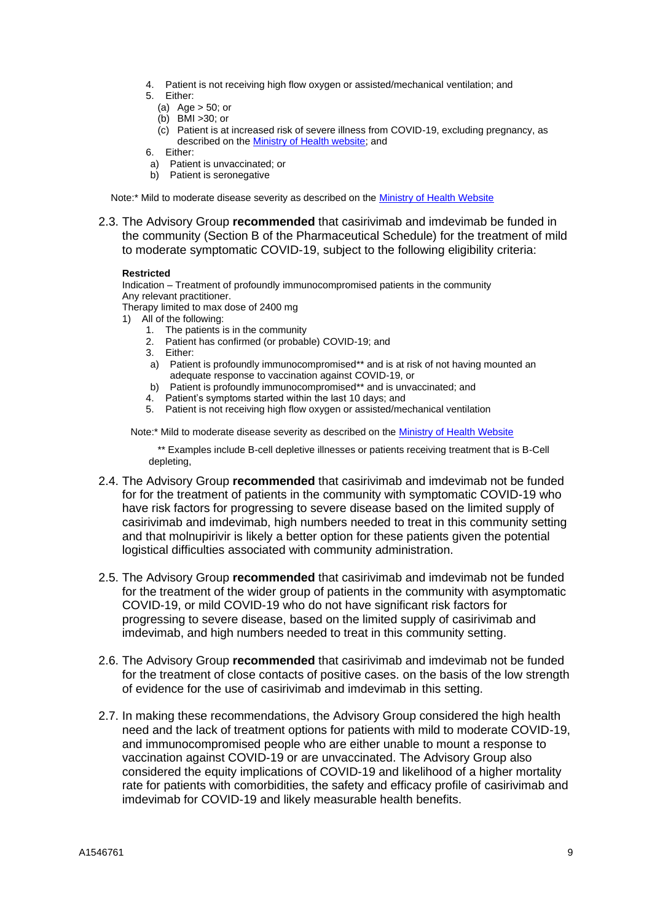4. Patient is not receiving high flow oxygen or assisted/mechanical ventilation; and
5. Either:
   (a) Age > 50; or
   (b) BMI >30; or
   (c) Patient is at increased risk of severe illness from COVID-19, excluding pregnancy, as described on the Ministry of Health website; and
6. Either:
   a) Patient is unvaccinated; or
   b) Patient is seronegative

Note:* Mild to moderate disease severity as described on the Ministry of Health Website

2.3. The Advisory Group **recommended** that casirivimab and imdevimab be funded in the community (Section B of the Pharmaceutical Schedule) for the treatment of mild to moderate symptomatic COVID-19, subject to the following eligibility criteria:

**Restricted**
Indication – Treatment of profoundly immunocompromised patients in the community
Any relevant practitioner.
Therapy limited to max dose of 2400 mg

1) All of the following:
   1. The patients is in the community
   2. Patient has confirmed (or probable) COVID-19; and
   3. Either:
      a) Patient is profoundly immunocompromised** and is at risk of not having mounted an adequate response to vaccination against COVID-19, or
      b) Patient is profoundly immunocompromised** and is unvaccinated; and
   4. Patient's symptoms started within the last 10 days; and
   5. Patient is not receiving high flow oxygen or assisted/mechanical ventilation

Note:* Mild to moderate disease severity as described on the Ministry of Health Website

** Examples include B-cell depletive illnesses or patients receiving treatment that is B-Cell depleting,

2.4. The Advisory Group **recommended** that casirivimab and imdevimab not be funded for for the treatment of patients in the community with symptomatic COVID-19 who have risk factors for progressing to severe disease based on the limited supply of casirivimab and imdevimab, high numbers needed to treat in this community setting and that molnupirivir is likely a better option for these patients given the potential logistical difficulties associated with community administration.

2.5. The Advisory Group **recommended** that casirivimab and imdevimab not be funded for the treatment of the wider group of patients in the community with asymptomatic COVID-19, or mild COVID-19 who do not have significant risk factors for progressing to severe disease, based on the limited supply of casirivimab and imdevimab, and high numbers needed to treat in this community setting.

2.6. The Advisory Group **recommended** that casirivimab and imdevimab not be funded for the treatment of close contacts of positive cases. on the basis of the low strength of evidence for the use of casirivimab and imdevimab in this setting.

2.7. In making these recommendations, the Advisory Group considered the high health need and the lack of treatment options for patients with mild to moderate COVID-19, and immunocompromised people who are either unable to mount a response to vaccination against COVID-19 or are unvaccinated. The Advisory Group also considered the equity implications of COVID-19 and likelihood of a higher mortality rate for patients with comorbidities, the safety and efficacy profile of casirivimab and imdevimab for COVID-19 and likely measurable health benefits.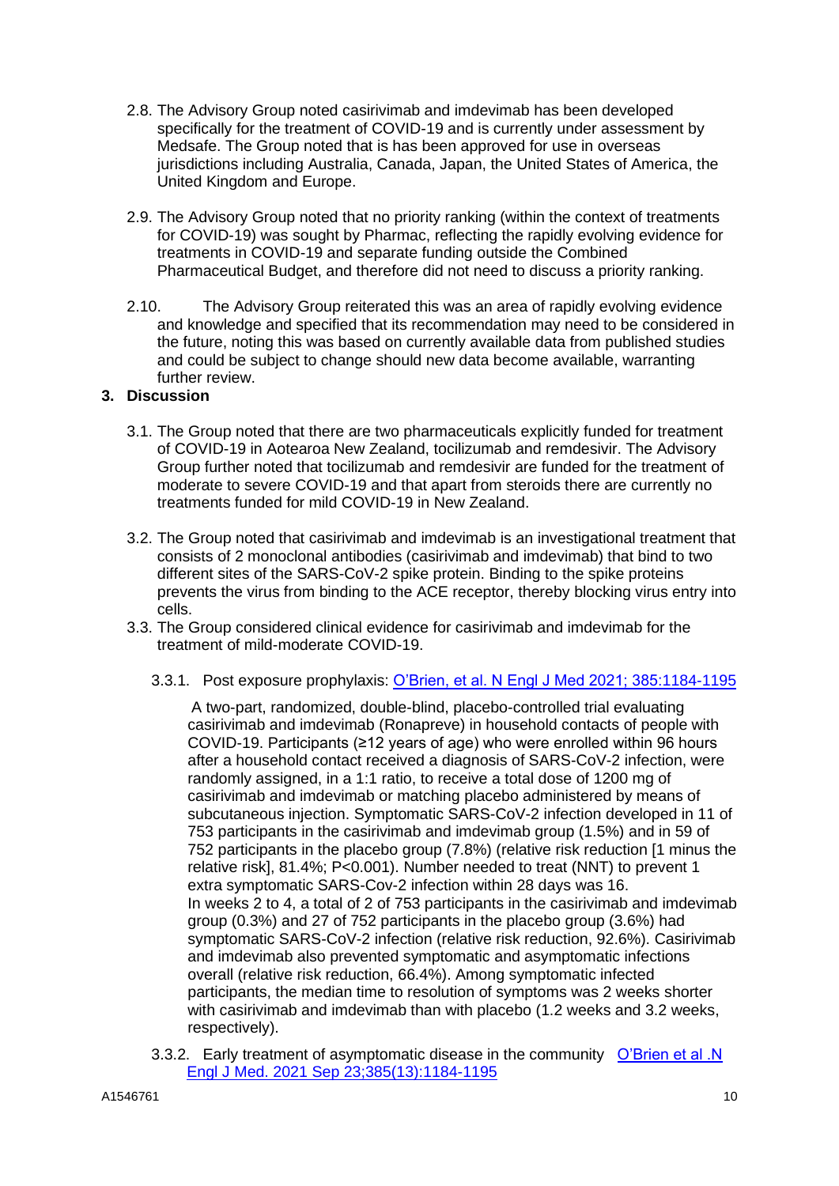2.8. The Advisory Group noted casirivimab and imdevimab has been developed specifically for the treatment of COVID-19 and is currently under assessment by Medsafe. The Group noted that is has been approved for use in overseas jurisdictions including Australia, Canada, Japan, the United States of America, the United Kingdom and Europe.

2.9. The Advisory Group noted that no priority ranking (within the context of treatments for COVID-19) was sought by Pharmac, reflecting the rapidly evolving evidence for treatments in COVID-19 and separate funding outside the Combined Pharmaceutical Budget, and therefore did not need to discuss a priority ranking.

2.10. The Advisory Group reiterated this was an area of rapidly evolving evidence and knowledge and specified that its recommendation may need to be considered in the future, noting this was based on currently available data from published studies and could be subject to change should new data become available, warranting further review.

## 3. Discussion

3.1. The Group noted that there are two pharmaceuticals explicitly funded for treatment of COVID-19 in Aotearoa New Zealand, tocilizumab and remdesivir. The Advisory Group further noted that tocilizumab and remdesivir are funded for the treatment of moderate to severe COVID-19 and that apart from steroids there are currently no treatments funded for mild COVID-19 in New Zealand.

3.2. The Group noted that casirivimab and imdevimab is an investigational treatment that consists of 2 monoclonal antibodies (casirivimab and imdevimab) that bind to two different sites of the SARS-CoV-2 spike protein. Binding to the spike proteins prevents the virus from binding to the ACE receptor, thereby blocking virus entry into cells.

3.3. The Group considered clinical evidence for casirivimab and imdevimab for the treatment of mild-moderate COVID-19.

3.3.1. Post exposure prophylaxis: O'Brien, et al. N Engl J Med 2021; 385:1184-1195

A two-part, randomized, double-blind, placebo-controlled trial evaluating casirivimab and imdevimab (Ronapreve) in household contacts of people with COVID-19. Participants (≥12 years of age) who were enrolled within 96 hours after a household contact received a diagnosis of SARS-CoV-2 infection, were randomly assigned, in a 1:1 ratio, to receive a total dose of 1200 mg of casirivimab and imdevimab or matching placebo administered by means of subcutaneous injection. Symptomatic SARS-CoV-2 infection developed in 11 of 753 participants in the casirivimab and imdevimab group (1.5%) and in 59 of 752 participants in the placebo group (7.8%) (relative risk reduction [1 minus the relative risk], 81.4%; P<0.001). Number needed to treat (NNT) to prevent 1 extra symptomatic SARS-Cov-2 infection within 28 days was 16.
In weeks 2 to 4, a total of 2 of 753 participants in the casirivimab and imdevimab group (0.3%) and 27 of 752 participants in the placebo group (3.6%) had symptomatic SARS-CoV-2 infection (relative risk reduction, 92.6%). Casirivimab and imdevimab also prevented symptomatic and asymptomatic infections overall (relative risk reduction, 66.4%). Among symptomatic infected participants, the median time to resolution of symptoms was 2 weeks shorter with casirivimab and imdevimab than with placebo (1.2 weeks and 3.2 weeks, respectively).

3.3.2. Early treatment of asymptomatic disease in the community O'Brien et al .N Engl J Med. 2021 Sep 23;385(13):1184-1195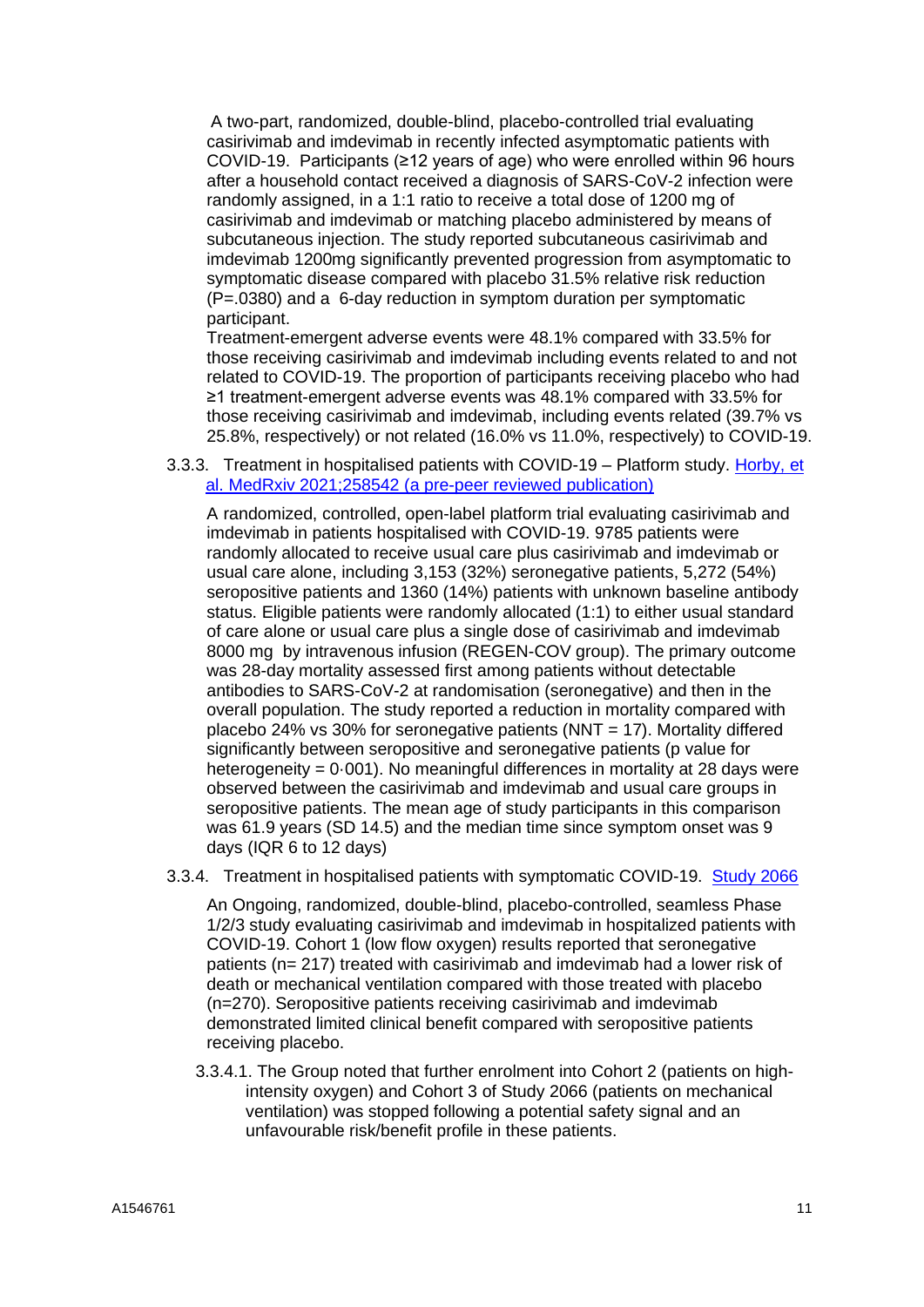A two-part, randomized, double-blind, placebo-controlled trial evaluating casirivimab and imdevimab in recently infected asymptomatic patients with COVID-19. Participants (≥12 years of age) who were enrolled within 96 hours after a household contact received a diagnosis of SARS-CoV-2 infection were randomly assigned, in a 1:1 ratio to receive a total dose of 1200 mg of casirivimab and imdevimab or matching placebo administered by means of subcutaneous injection. The study reported subcutaneous casirivimab and imdevimab 1200mg significantly prevented progression from asymptomatic to symptomatic disease compared with placebo 31.5% relative risk reduction (P=.0380) and a 6-day reduction in symptom duration per symptomatic participant.

Treatment-emergent adverse events were 48.1% compared with 33.5% for those receiving casirivimab and imdevimab including events related to and not related to COVID-19. The proportion of participants receiving placebo who had ≥1 treatment-emergent adverse events was 48.1% compared with 33.5% for those receiving casirivimab and imdevimab, including events related (39.7% vs 25.8%, respectively) or not related (16.0% vs 11.0%, respectively) to COVID-19.

3.3.3. Treatment in hospitalised patients with COVID-19 – Platform study. [Horby, et al. MedRxiv 2021;258542 (a pre-peer reviewed publication)]

A randomized, controlled, open-label platform trial evaluating casirivimab and imdevimab in patients hospitalised with COVID-19. 9785 patients were randomly allocated to receive usual care plus casirivimab and imdevimab or usual care alone, including 3,153 (32%) seronegative patients, 5,272 (54%) seropositive patients and 1360 (14%) patients with unknown baseline antibody status. Eligible patients were randomly allocated (1:1) to either usual standard of care alone or usual care plus a single dose of casirivimab and imdevimab 8000 mg by intravenous infusion (REGEN-COV group). The primary outcome was 28-day mortality assessed first among patients without detectable antibodies to SARS-CoV-2 at randomisation (seronegative) and then in the overall population. The study reported a reduction in mortality compared with placebo 24% vs 30% for seronegative patients (NNT = 17). Mortality differed significantly between seropositive and seronegative patients (p value for heterogeneity = 0·001). No meaningful differences in mortality at 28 days were observed between the casirivimab and imdevimab and usual care groups in seropositive patients. The mean age of study participants in this comparison was 61.9 years (SD 14.5) and the median time since symptom onset was 9 days (IQR 6 to 12 days)

3.3.4. Treatment in hospitalised patients with symptomatic COVID-19. [Study 2066]

An Ongoing, randomized, double-blind, placebo-controlled, seamless Phase 1/2/3 study evaluating casirivimab and imdevimab in hospitalized patients with COVID-19. Cohort 1 (low flow oxygen) results reported that seronegative patients (n= 217) treated with casirivimab and imdevimab had a lower risk of death or mechanical ventilation compared with those treated with placebo (n=270). Seropositive patients receiving casirivimab and imdevimab demonstrated limited clinical benefit compared with seropositive patients receiving placebo.

3.3.4.1. The Group noted that further enrolment into Cohort 2 (patients on high-intensity oxygen) and Cohort 3 of Study 2066 (patients on mechanical ventilation) was stopped following a potential safety signal and an unfavourable risk/benefit profile in these patients.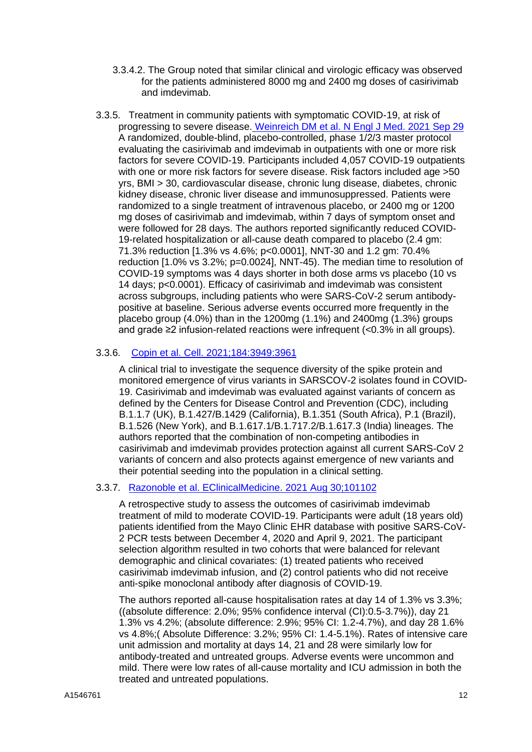3.3.4.2. The Group noted that similar clinical and virologic efficacy was observed for the patients administered 8000 mg and 2400 mg doses of casirivimab and imdevimab.

3.3.5. Treatment in community patients with symptomatic COVID-19, at risk of progressing to severe disease. [Weinreich DM et al. N Engl J Med. 2021 Sep 29]
A randomized, double-blind, placebo-controlled, phase 1/2/3 master protocol evaluating the casirivimab and imdevimab in outpatients with one or more risk factors for severe COVID-19. Participants included 4,057 COVID-19 outpatients with one or more risk factors for severe disease. Risk factors included age >50 yrs, BMI > 30, cardiovascular disease, chronic lung disease, diabetes, chronic kidney disease, chronic liver disease and immunosuppressed. Patients were randomized to a single treatment of intravenous placebo, or 2400 mg or 1200 mg doses of casirivimab and imdevimab, within 7 days of symptom onset and were followed for 28 days. The authors reported significantly reduced COVID-19-related hospitalization or all-cause death compared to placebo (2.4 gm: 71.3% reduction [1.3% vs 4.6%; p<0.0001], NNT-30 and 1.2 gm: 70.4% reduction [1.0% vs 3.2%; p=0.0024], NNT-45). The median time to resolution of COVID-19 symptoms was 4 days shorter in both dose arms vs placebo (10 vs 14 days; p<0.0001). Efficacy of casirivimab and imdevimab was consistent across subgroups, including patients who were SARS-CoV-2 serum antibody-positive at baseline. Serious adverse events occurred more frequently in the placebo group (4.0%) than in the 1200mg (1.1%) and 2400mg (1.3%) groups and grade ≥2 infusion-related reactions were infrequent (<0.3% in all groups).

3.3.6. [Copin et al. Cell. 2021;184:3949:3961]

A clinical trial to investigate the sequence diversity of the spike protein and monitored emergence of virus variants in SARSCOV-2 isolates found in COVID-19. Casirivimab and imdevimab was evaluated against variants of concern as defined by the Centers for Disease Control and Prevention (CDC), including B.1.1.7 (UK), B.1.427/B.1429 (California), B.1.351 (South Africa), P.1 (Brazil), B.1.526 (New York), and B.1.617.1/B.1.717.2/B.1.617.3 (India) lineages. The authors reported that the combination of non-competing antibodies in casirivimab and imdevimab provides protection against all current SARS-CoV 2 variants of concern and also protects against emergence of new variants and their potential seeding into the population in a clinical setting.

3.3.7. [Razonoble et al. EClinicalMedicine. 2021 Aug 30;101102]

A retrospective study to assess the outcomes of casirivimab imdevimab treatment of mild to moderate COVID-19. Participants were adult (18 years old) patients identified from the Mayo Clinic EHR database with positive SARS-CoV-2 PCR tests between December 4, 2020 and April 9, 2021. The participant selection algorithm resulted in two cohorts that were balanced for relevant demographic and clinical covariates: (1) treated patients who received casirivimab imdevimab infusion, and (2) control patients who did not receive anti-spike monoclonal antibody after diagnosis of COVID-19.

The authors reported all-cause hospitalisation rates at day 14 of 1.3% vs 3.3%; ((absolute difference: 2.0%; 95% confidence interval (CI):0.5-3.7%)), day 21 1.3% vs 4.2%; (absolute difference: 2.9%; 95% CI: 1.2-4.7%), and day 28 1.6% vs 4.8%;( Absolute Difference: 3.2%; 95% CI: 1.4-5.1%). Rates of intensive care unit admission and mortality at days 14, 21 and 28 were similarly low for antibody-treated and untreated groups. Adverse events were uncommon and mild. There were low rates of all-cause mortality and ICU admission in both the treated and untreated populations.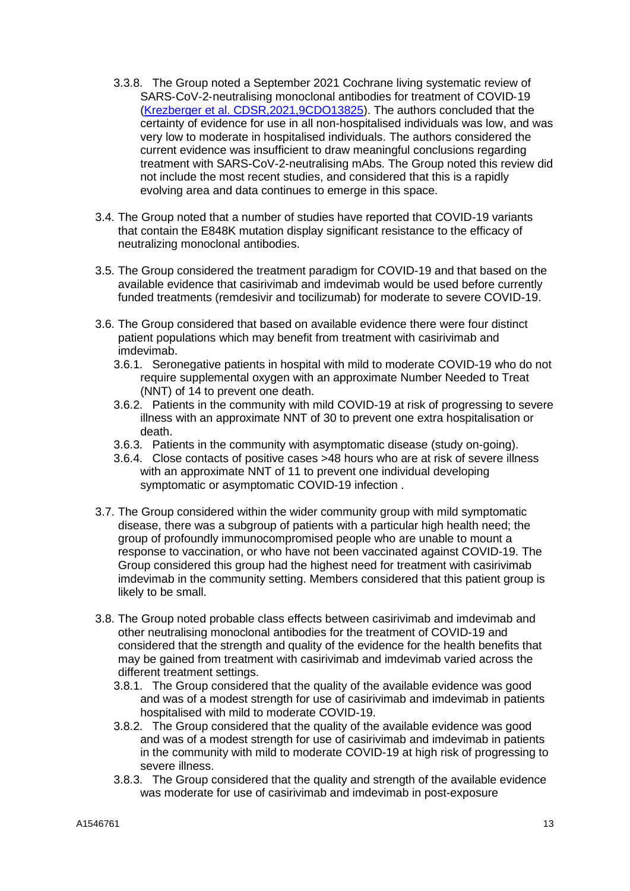3.3.8. The Group noted a September 2021 Cochrane living systematic review of SARS-CoV-2-neutralising monoclonal antibodies for treatment of COVID-19 ([Krezberger et al. CDSR,2021,9CDO13825](Krezberger et al. CDSR,2021,9CDO13825)). The authors concluded that the certainty of evidence for use in all non-hospitalised individuals was low, and was very low to moderate in hospitalised individuals. The authors considered the current evidence was insufficient to draw meaningful conclusions regarding treatment with SARS-CoV-2-neutralising mAbs. The Group noted this review did not include the most recent studies, and considered that this is a rapidly evolving area and data continues to emerge in this space.

3.4. The Group noted that a number of studies have reported that COVID-19 variants that contain the E848K mutation display significant resistance to the efficacy of neutralizing monoclonal antibodies.

3.5. The Group considered the treatment paradigm for COVID-19 and that based on the available evidence that casirivimab and imdevimab would be used before currently funded treatments (remdesivir and tocilizumab) for moderate to severe COVID-19.

3.6. The Group considered that based on available evidence there were four distinct patient populations which may benefit from treatment with casirivimab and imdevimab.

3.6.1. Seronegative patients in hospital with mild to moderate COVID-19 who do not require supplemental oxygen with an approximate Number Needed to Treat (NNT) of 14 to prevent one death.

3.6.2. Patients in the community with mild COVID-19 at risk of progressing to severe illness with an approximate NNT of 30 to prevent one extra hospitalisation or death.

3.6.3. Patients in the community with asymptomatic disease (study on-going).

3.6.4. Close contacts of positive cases >48 hours who are at risk of severe illness with an approximate NNT of 11 to prevent one individual developing symptomatic or asymptomatic COVID-19 infection .

3.7. The Group considered within the wider community group with mild symptomatic disease, there was a subgroup of patients with a particular high health need; the group of profoundly immunocompromised people who are unable to mount a response to vaccination, or who have not been vaccinated against COVID-19. The Group considered this group had the highest need for treatment with casirivimab imdevimab in the community setting. Members considered that this patient group is likely to be small.

3.8. The Group noted probable class effects between casirivimab and imdevimab and other neutralising monoclonal antibodies for the treatment of COVID-19 and considered that the strength and quality of the evidence for the health benefits that may be gained from treatment with casirivimab and imdevimab varied across the different treatment settings.

3.8.1. The Group considered that the quality of the available evidence was good and was of a modest strength for use of casirivimab and imdevimab in patients hospitalised with mild to moderate COVID-19.

3.8.2. The Group considered that the quality of the available evidence was good and was of a modest strength for use of casirivimab and imdevimab in patients in the community with mild to moderate COVID-19 at high risk of progressing to severe illness.

3.8.3. The Group considered that the quality and strength of the available evidence was moderate for use of casirivimab and imdevimab in post-exposure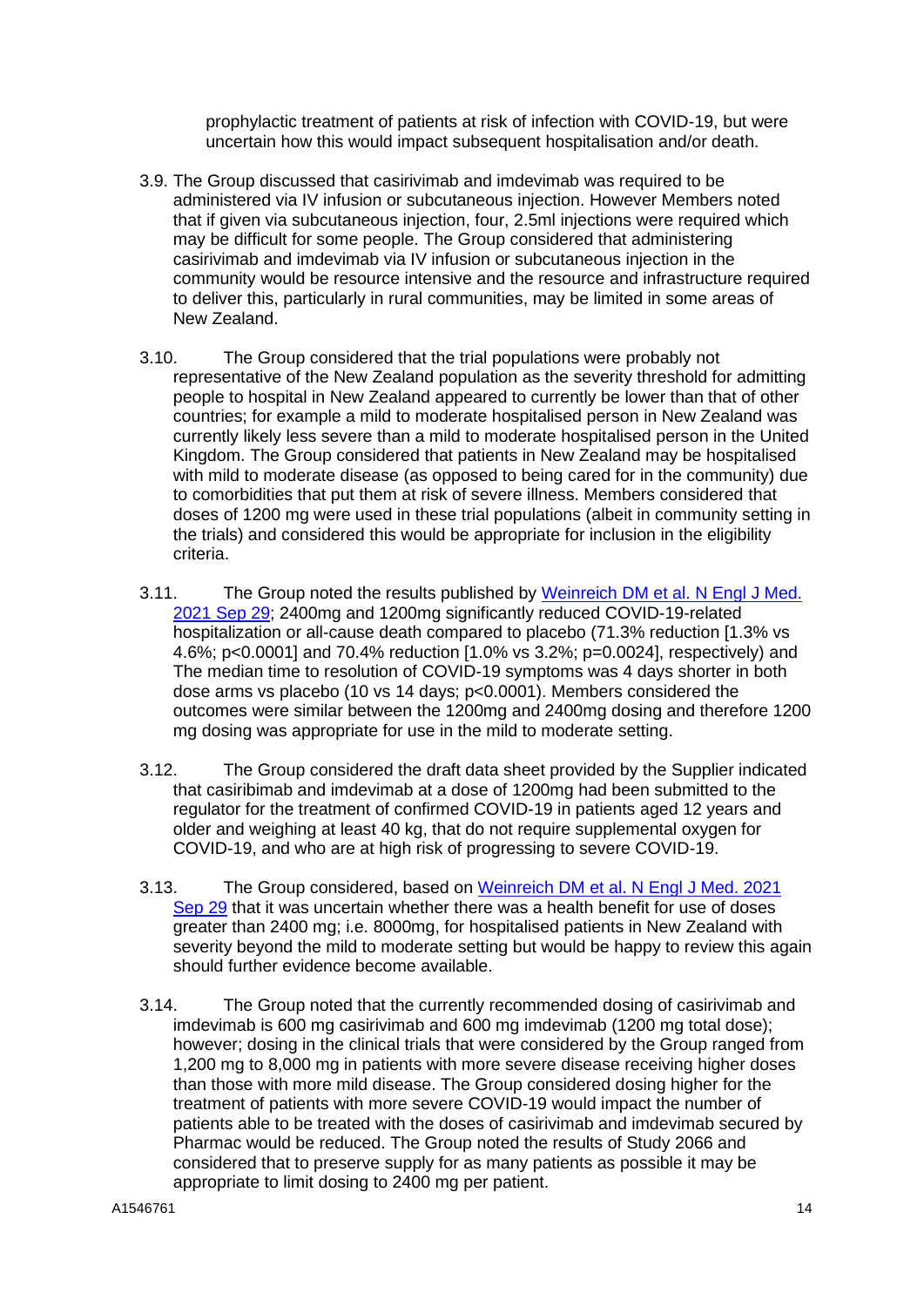prophylactic treatment of patients at risk of infection with COVID-19, but were uncertain how this would impact subsequent hospitalisation and/or death.

3.9. The Group discussed that casirivimab and imdevimab was required to be administered via IV infusion or subcutaneous injection. However Members noted that if given via subcutaneous injection, four, 2.5ml injections were required which may be difficult for some people. The Group considered that administering casirivimab and imdevimab via IV infusion or subcutaneous injection in the community would be resource intensive and the resource and infrastructure required to deliver this, particularly in rural communities, may be limited in some areas of New Zealand.

3.10. The Group considered that the trial populations were probably not representative of the New Zealand population as the severity threshold for admitting people to hospital in New Zealand appeared to currently be lower than that of other countries; for example a mild to moderate hospitalised person in New Zealand was currently likely less severe than a mild to moderate hospitalised person in the United Kingdom. The Group considered that patients in New Zealand may be hospitalised with mild to moderate disease (as opposed to being cared for in the community) due to comorbidities that put them at risk of severe illness. Members considered that doses of 1200 mg were used in these trial populations (albeit in community setting in the trials) and considered this would be appropriate for inclusion in the eligibility criteria.

3.11. The Group noted the results published by [Weinreich DM et al. N Engl J Med. 2021 Sep 29]; 2400mg and 1200mg significantly reduced COVID-19-related hospitalization or all-cause death compared to placebo (71.3% reduction [1.3% vs 4.6%; p<0.0001] and 70.4% reduction [1.0% vs 3.2%; p=0.0024], respectively) and The median time to resolution of COVID-19 symptoms was 4 days shorter in both dose arms vs placebo (10 vs 14 days; p<0.0001). Members considered the outcomes were similar between the 1200mg and 2400mg dosing and therefore 1200 mg dosing was appropriate for use in the mild to moderate setting.

3.12. The Group considered the draft data sheet provided by the Supplier indicated that casiribimab and imdevimab at a dose of 1200mg had been submitted to the regulator for the treatment of confirmed COVID-19 in patients aged 12 years and older and weighing at least 40 kg, that do not require supplemental oxygen for COVID-19, and who are at high risk of progressing to severe COVID-19.

3.13. The Group considered, based on [Weinreich DM et al. N Engl J Med. 2021 Sep 29] that it was uncertain whether there was a health benefit for use of doses greater than 2400 mg; i.e. 8000mg, for hospitalised patients in New Zealand with severity beyond the mild to moderate setting but would be happy to review this again should further evidence become available.

3.14. The Group noted that the currently recommended dosing of casirivimab and imdevimab is 600 mg casirivimab and 600 mg imdevimab (1200 mg total dose); however; dosing in the clinical trials that were considered by the Group ranged from 1,200 mg to 8,000 mg in patients with more severe disease receiving higher doses than those with more mild disease. The Group considered dosing higher for the treatment of patients with more severe COVID-19 would impact the number of patients able to be treated with the doses of casirivimab and imdevimab secured by Pharmac would be reduced. The Group noted the results of Study 2066 and considered that to preserve supply for as many patients as possible it may be appropriate to limit dosing to 2400 mg per patient.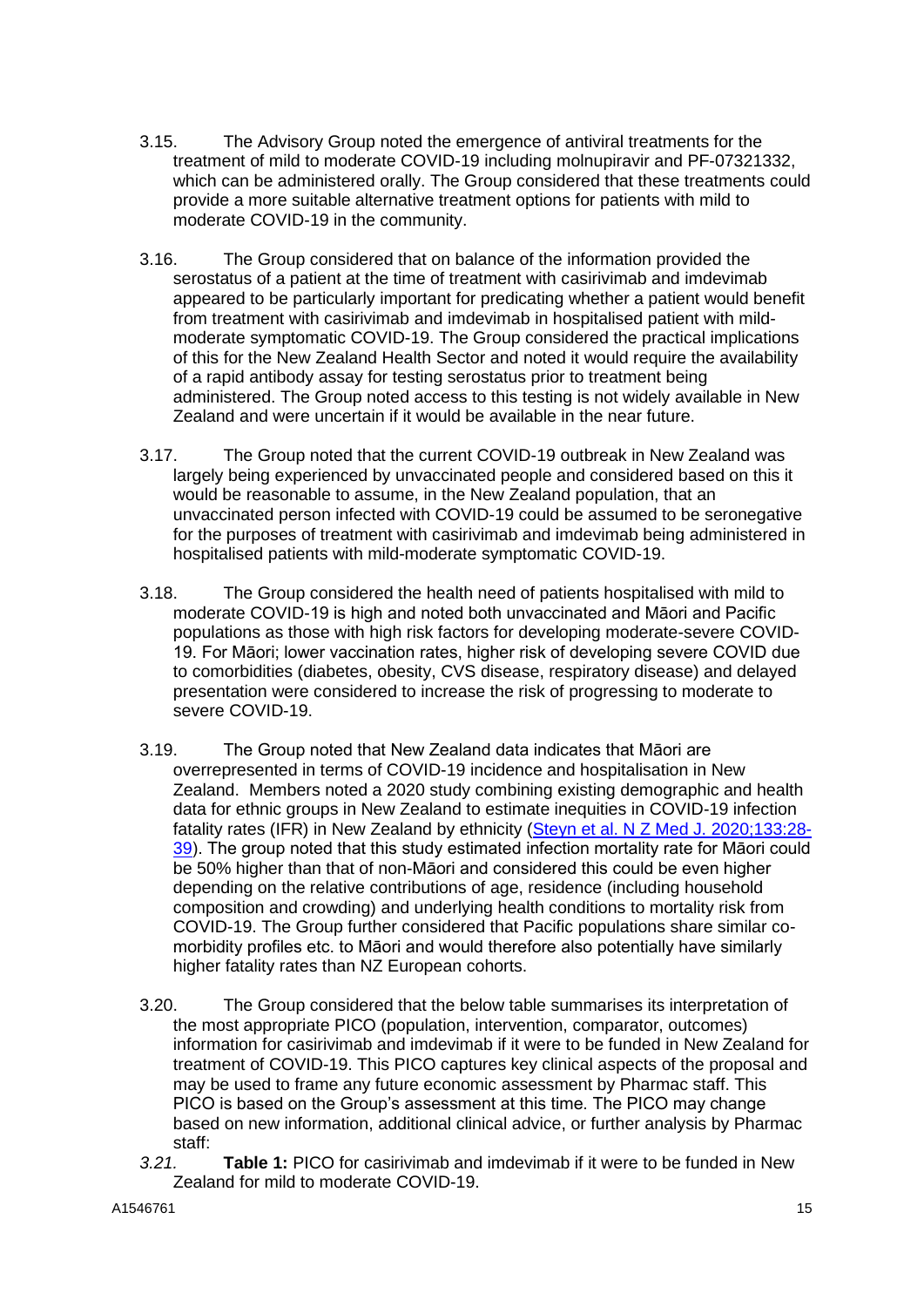3.15. The Advisory Group noted the emergence of antiviral treatments for the treatment of mild to moderate COVID-19 including molnupiravir and PF-07321332, which can be administered orally. The Group considered that these treatments could provide a more suitable alternative treatment options for patients with mild to moderate COVID-19 in the community.

3.16. The Group considered that on balance of the information provided the serostatus of a patient at the time of treatment with casirivimab and imdevimab appeared to be particularly important for predicating whether a patient would benefit from treatment with casirivimab and imdevimab in hospitalised patient with mild-moderate symptomatic COVID-19. The Group considered the practical implications of this for the New Zealand Health Sector and noted it would require the availability of a rapid antibody assay for testing serostatus prior to treatment being administered. The Group noted access to this testing is not widely available in New Zealand and were uncertain if it would be available in the near future.

3.17. The Group noted that the current COVID-19 outbreak in New Zealand was largely being experienced by unvaccinated people and considered based on this it would be reasonable to assume, in the New Zealand population, that an unvaccinated person infected with COVID-19 could be assumed to be seronegative for the purposes of treatment with casirivimab and imdevimab being administered in hospitalised patients with mild-moderate symptomatic COVID-19.

3.18. The Group considered the health need of patients hospitalised with mild to moderate COVID-19 is high and noted both unvaccinated and Māori and Pacific populations as those with high risk factors for developing moderate-severe COVID-19. For Māori; lower vaccination rates, higher risk of developing severe COVID due to comorbidities (diabetes, obesity, CVS disease, respiratory disease) and delayed presentation were considered to increase the risk of progressing to moderate to severe COVID-19.

3.19. The Group noted that New Zealand data indicates that Māori are overrepresented in terms of COVID-19 incidence and hospitalisation in New Zealand. Members noted a 2020 study combining existing demographic and health data for ethnic groups in New Zealand to estimate inequities in COVID-19 infection fatality rates (IFR) in New Zealand by ethnicity (Steyn et al. N Z Med J. 2020;133:28-39). The group noted that this study estimated infection mortality rate for Māori could be 50% higher than that of non-Māori and considered this could be even higher depending on the relative contributions of age, residence (including household composition and crowding) and underlying health conditions to mortality risk from COVID-19. The Group further considered that Pacific populations share similar co-morbidity profiles etc. to Māori and would therefore also potentially have similarly higher fatality rates than NZ European cohorts.

3.20. The Group considered that the below table summarises its interpretation of the most appropriate PICO (population, intervention, comparator, outcomes) information for casirivimab and imdevimab if it were to be funded in New Zealand for treatment of COVID-19. This PICO captures key clinical aspects of the proposal and may be used to frame any future economic assessment by Pharmac staff. This PICO is based on the Group's assessment at this time. The PICO may change based on new information, additional clinical advice, or further analysis by Pharmac staff:

*3.21.* **Table 1:** PICO for casirivimab and imdevimab if it were to be funded in New Zealand for mild to moderate COVID-19.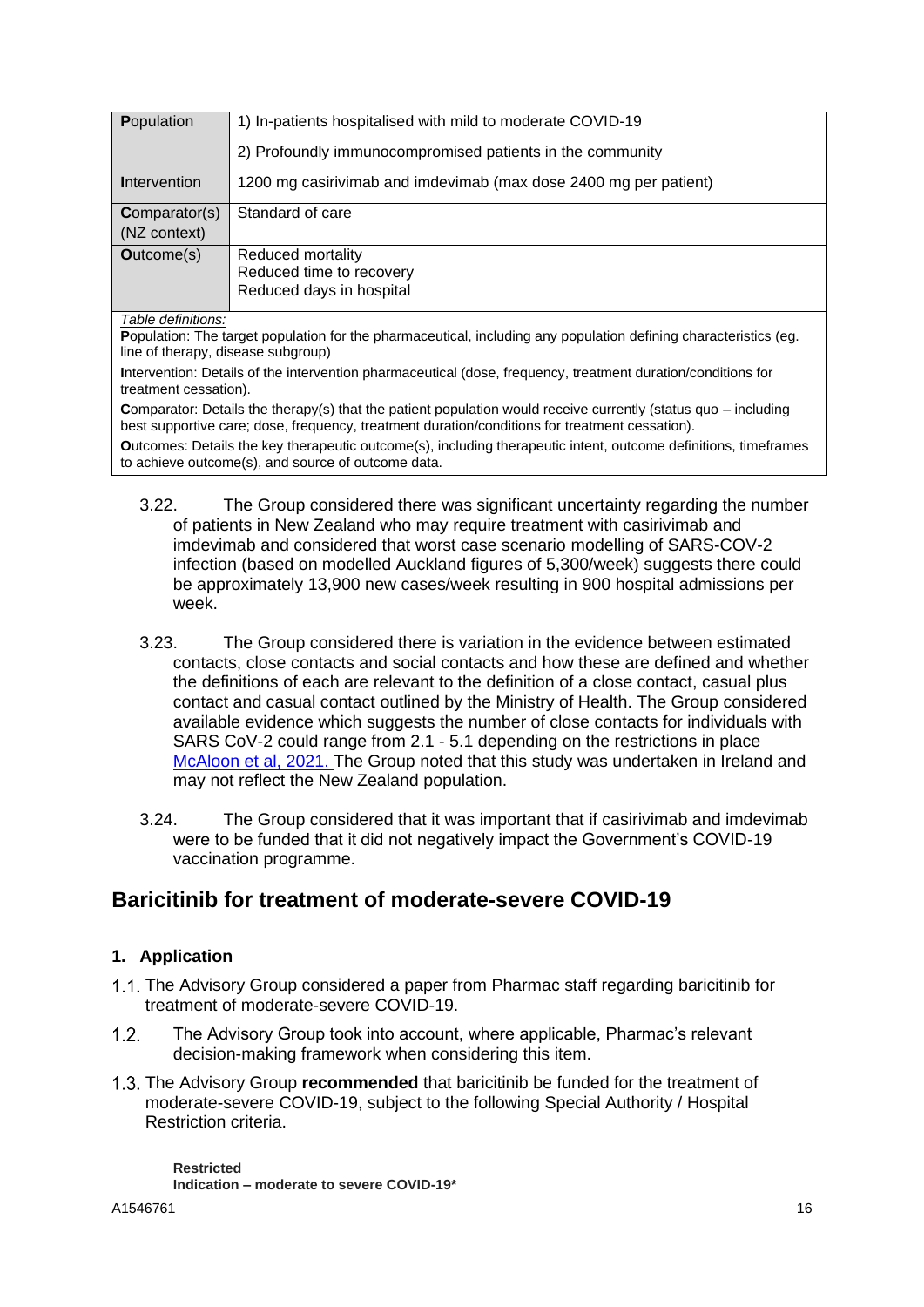| **P**opulation | 1) In-patients hospitalised with mild to moderate COVID-19<br><br>2) Profoundly immunocompromised patients in the community |
|---|---|
| **I**ntervention | 1200 mg casirivimab and imdevimab (max dose 2400 mg per patient) |
| **C**omparator(s) (NZ context) | Standard of care |
| **O**utcome(s) | Reduced mortality<br>Reduced time to recovery<br>Reduced days in hospital |

*Table definitions:*
**P**opulation: The target population for the pharmaceutical, including any population defining characteristics (eg. line of therapy, disease subgroup)
**I**ntervention: Details of the intervention pharmaceutical (dose, frequency, treatment duration/conditions for treatment cessation).
**C**omparator: Details the therapy(s) that the patient population would receive currently (status quo – including best supportive care; dose, frequency, treatment duration/conditions for treatment cessation).
**O**utcomes: Details the key therapeutic outcome(s), including therapeutic intent, outcome definitions, timeframes to achieve outcome(s), and source of outcome data.

3.22. The Group considered there was significant uncertainty regarding the number of patients in New Zealand who may require treatment with casirivimab and imdevimab and considered that worst case scenario modelling of SARS-COV-2 infection (based on modelled Auckland figures of 5,300/week) suggests there could be approximately 13,900 new cases/week resulting in 900 hospital admissions per week.

3.23. The Group considered there is variation in the evidence between estimated contacts, close contacts and social contacts and how these are defined and whether the definitions of each are relevant to the definition of a close contact, casual plus contact and casual contact outlined by the Ministry of Health. The Group considered available evidence which suggests the number of close contacts for individuals with SARS CoV-2 could range from 2.1 - 5.1 depending on the restrictions in place McAloon et al, 2021. The Group noted that this study was undertaken in Ireland and may not reflect the New Zealand population.

3.24. The Group considered that it was important that if casirivimab and imdevimab were to be funded that it did not negatively impact the Government's COVID-19 vaccination programme.

## Baricitinib for treatment of moderate-severe COVID-19

### 1. Application

1.1. The Advisory Group considered a paper from Pharmac staff regarding baricitinib for treatment of moderate-severe COVID-19.

1.2. The Advisory Group took into account, where applicable, Pharmac's relevant decision-making framework when considering this item.

1.3. The Advisory Group **recommended** that baricitinib be funded for the treatment of moderate-severe COVID-19, subject to the following Special Authority / Hospital Restriction criteria.

> **Restricted**
> **Indication – moderate to severe COVID-19***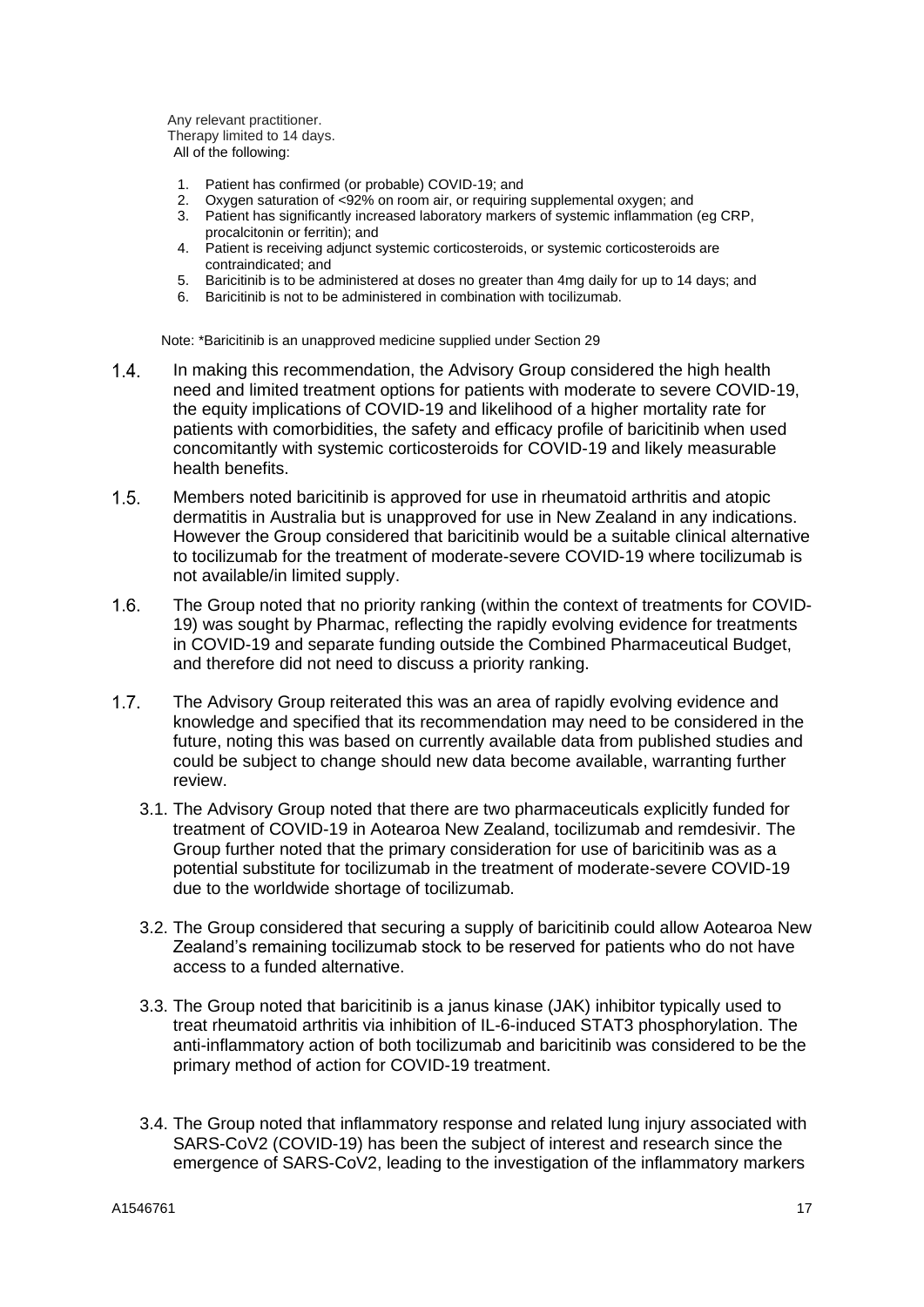Any relevant practitioner.
Therapy limited to 14 days.
All of the following:

1. Patient has confirmed (or probable) COVID-19; and
2. Oxygen saturation of <92% on room air, or requiring supplemental oxygen; and
3. Patient has significantly increased laboratory markers of systemic inflammation (eg CRP, procalcitonin or ferritin); and
4. Patient is receiving adjunct systemic corticosteroids, or systemic corticosteroids are contraindicated; and
5. Baricitinib is to be administered at doses no greater than 4mg daily for up to 14 days; and
6. Baricitinib is not to be administered in combination with tocilizumab.

Note: *Baricitinib is an unapproved medicine supplied under Section 29

1.4. In making this recommendation, the Advisory Group considered the high health need and limited treatment options for patients with moderate to severe COVID-19, the equity implications of COVID-19 and likelihood of a higher mortality rate for patients with comorbidities, the safety and efficacy profile of baricitinib when used concomitantly with systemic corticosteroids for COVID-19 and likely measurable health benefits.

1.5. Members noted baricitinib is approved for use in rheumatoid arthritis and atopic dermatitis in Australia but is unapproved for use in New Zealand in any indications. However the Group considered that baricitinib would be a suitable clinical alternative to tocilizumab for the treatment of moderate-severe COVID-19 where tocilizumab is not available/in limited supply.

1.6. The Group noted that no priority ranking (within the context of treatments for COVID-19) was sought by Pharmac, reflecting the rapidly evolving evidence for treatments in COVID-19 and separate funding outside the Combined Pharmaceutical Budget, and therefore did not need to discuss a priority ranking.

1.7. The Advisory Group reiterated this was an area of rapidly evolving evidence and knowledge and specified that its recommendation may need to be considered in the future, noting this was based on currently available data from published studies and could be subject to change should new data become available, warranting further review.

3.1. The Advisory Group noted that there are two pharmaceuticals explicitly funded for treatment of COVID-19 in Aotearoa New Zealand, tocilizumab and remdesivir. The Group further noted that the primary consideration for use of baricitinib was as a potential substitute for tocilizumab in the treatment of moderate-severe COVID-19 due to the worldwide shortage of tocilizumab.

3.2. The Group considered that securing a supply of baricitinib could allow Aotearoa New Zealand's remaining tocilizumab stock to be reserved for patients who do not have access to a funded alternative.

3.3. The Group noted that baricitinib is a janus kinase (JAK) inhibitor typically used to treat rheumatoid arthritis via inhibition of IL-6-induced STAT3 phosphorylation. The anti-inflammatory action of both tocilizumab and baricitinib was considered to be the primary method of action for COVID-19 treatment.

3.4. The Group noted that inflammatory response and related lung injury associated with SARS-CoV2 (COVID-19) has been the subject of interest and research since the emergence of SARS-CoV2, leading to the investigation of the inflammatory markers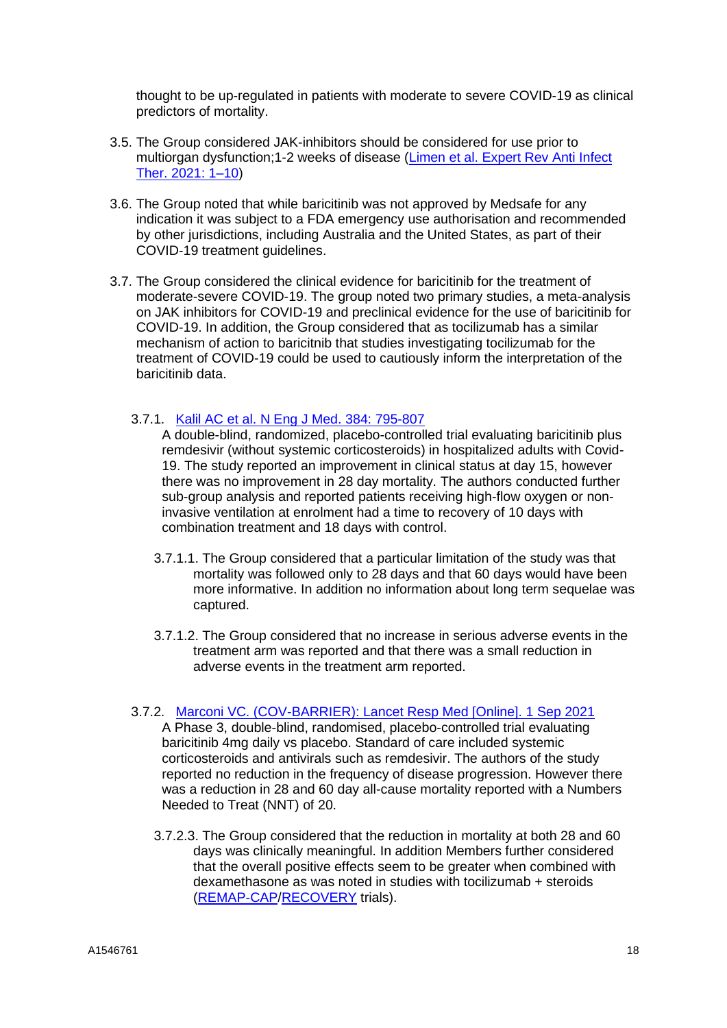thought to be up-regulated in patients with moderate to severe COVID-19 as clinical predictors of mortality.

3.5. The Group considered JAK-inhibitors should be considered for use prior to multiorgan dysfunction;1-2 weeks of disease ([Limen et al. Expert Rev Anti Infect Ther. 2021: 1–10]())

3.6. The Group noted that while baricitinib was not approved by Medsafe for any indication it was subject to a FDA emergency use authorisation and recommended by other jurisdictions, including Australia and the United States, as part of their COVID-19 treatment guidelines.

3.7. The Group considered the clinical evidence for baricitinib for the treatment of moderate-severe COVID-19. The group noted two primary studies, a meta-analysis on JAK inhibitors for COVID-19 and preclinical evidence for the use of baricitinib for COVID-19. In addition, the Group considered that as tocilizumab has a similar mechanism of action to baricitnib that studies investigating tocilizumab for the treatment of COVID-19 could be used to cautiously inform the interpretation of the baricitinib data.

3.7.1. [Kalil AC et al. N Eng J Med. 384: 795-807]()
A double-blind, randomized, placebo-controlled trial evaluating baricitinib plus remdesivir (without systemic corticosteroids) in hospitalized adults with Covid-19. The study reported an improvement in clinical status at day 15, however there was no improvement in 28 day mortality. The authors conducted further sub-group analysis and reported patients receiving high-flow oxygen or non-invasive ventilation at enrolment had a time to recovery of 10 days with combination treatment and 18 days with control.

3.7.1.1. The Group considered that a particular limitation of the study was that mortality was followed only to 28 days and that 60 days would have been more informative. In addition no information about long term sequelae was captured.

3.7.1.2. The Group considered that no increase in serious adverse events in the treatment arm was reported and that there was a small reduction in adverse events in the treatment arm reported.

3.7.2. [Marconi VC. (COV-BARRIER): Lancet Resp Med [Online]. 1 Sep 2021]()
A Phase 3, double-blind, randomised, placebo-controlled trial evaluating baricitinib 4mg daily vs placebo. Standard of care included systemic corticosteroids and antivirals such as remdesivir. The authors of the study reported no reduction in the frequency of disease progression. However there was a reduction in 28 and 60 day all-cause mortality reported with a Numbers Needed to Treat (NNT) of 20.

3.7.2.3. The Group considered that the reduction in mortality at both 28 and 60 days was clinically meaningful. In addition Members further considered that the overall positive effects seem to be greater when combined with dexamethasone as was noted in studies with tocilizumab + steroids ([REMAP-CAP]()/[RECOVERY]() trials).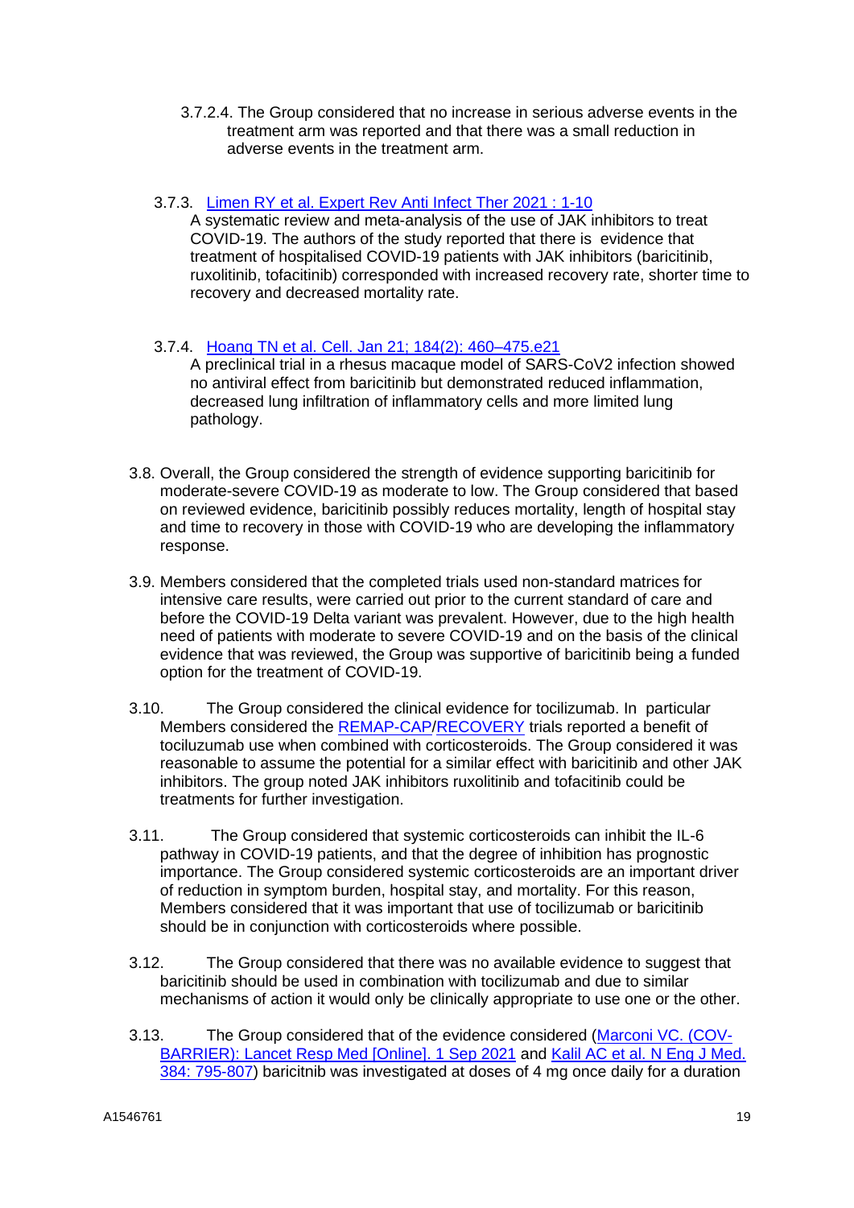3.7.2.4. The Group considered that no increase in serious adverse events in the treatment arm was reported and that there was a small reduction in adverse events in the treatment arm.

3.7.3. [Limen RY et al. Expert Rev Anti Infect Ther 2021 : 1-10]
A systematic review and meta-analysis of the use of JAK inhibitors to treat COVID-19. The authors of the study reported that there is evidence that treatment of hospitalised COVID-19 patients with JAK inhibitors (baricitinib, ruxolitinib, tofacitinib) corresponded with increased recovery rate, shorter time to recovery and decreased mortality rate.

3.7.4. [Hoang TN et al. Cell. Jan 21; 184(2): 460–475.e21]
A preclinical trial in a rhesus macaque model of SARS-CoV2 infection showed no antiviral effect from baricitinib but demonstrated reduced inflammation, decreased lung infiltration of inflammatory cells and more limited lung pathology.

3.8. Overall, the Group considered the strength of evidence supporting baricitinib for moderate-severe COVID-19 as moderate to low. The Group considered that based on reviewed evidence, baricitinib possibly reduces mortality, length of hospital stay and time to recovery in those with COVID-19 who are developing the inflammatory response.

3.9. Members considered that the completed trials used non-standard matrices for intensive care results, were carried out prior to the current standard of care and before the COVID-19 Delta variant was prevalent. However, due to the high health need of patients with moderate to severe COVID-19 and on the basis of the clinical evidence that was reviewed, the Group was supportive of baricitinib being a funded option for the treatment of COVID-19.

3.10. The Group considered the clinical evidence for tocilizumab. In particular Members considered the [REMAP-CAP]/[RECOVERY] trials reported a benefit of tociluzumab use when combined with corticosteroids. The Group considered it was reasonable to assume the potential for a similar effect with baricitinib and other JAK inhibitors. The group noted JAK inhibitors ruxolitinib and tofacitinib could be treatments for further investigation.

3.11. The Group considered that systemic corticosteroids can inhibit the IL-6 pathway in COVID-19 patients, and that the degree of inhibition has prognostic importance. The Group considered systemic corticosteroids are an important driver of reduction in symptom burden, hospital stay, and mortality. For this reason, Members considered that it was important that use of tocilizumab or baricitinib should be in conjunction with corticosteroids where possible.

3.12. The Group considered that there was no available evidence to suggest that baricitinib should be used in combination with tocilizumab and due to similar mechanisms of action it would only be clinically appropriate to use one or the other.

3.13. The Group considered that of the evidence considered ([Marconi VC. (COV-BARRIER): Lancet Resp Med [Online]. 1 Sep 2021] and [Kalil AC et al. N Eng J Med. 384: 795-807]) baricitnib was investigated at doses of 4 mg once daily for a duration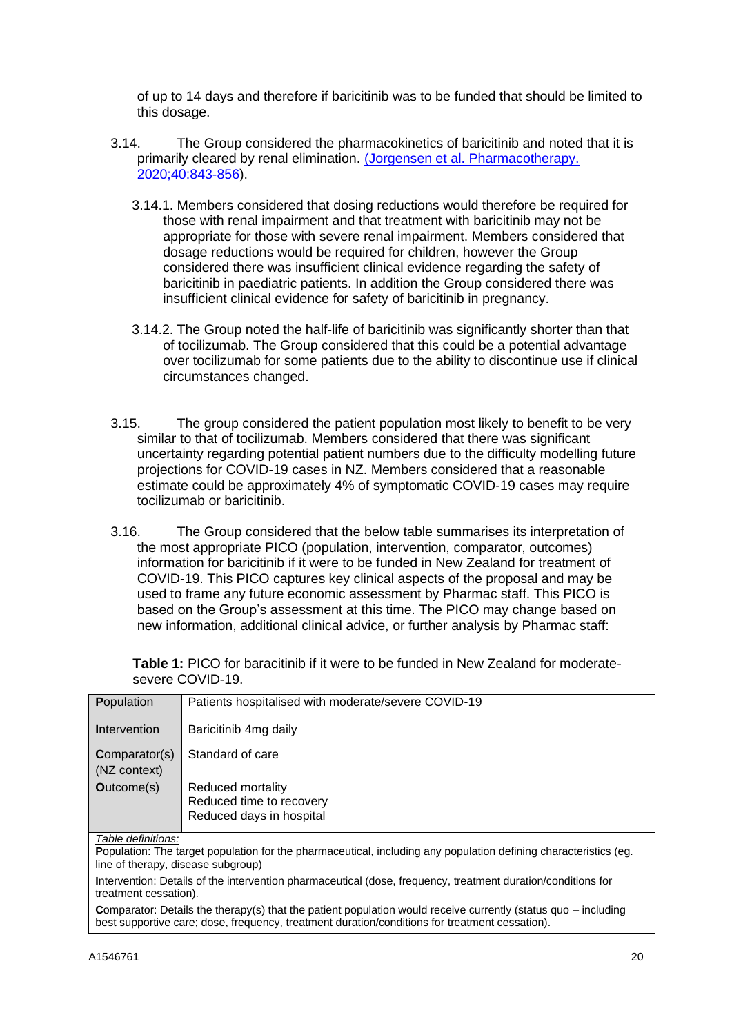of up to 14 days and therefore if baricitinib was to be funded that should be limited to this dosage.

3.14. The Group considered the pharmacokinetics of baricitinib and noted that it is primarily cleared by renal elimination. [(Jorgensen et al. Pharmacotherapy. 2020;40:843-856)](#).

3.14.1. Members considered that dosing reductions would therefore be required for those with renal impairment and that treatment with baricitinib may not be appropriate for those with severe renal impairment. Members considered that dosage reductions would be required for children, however the Group considered there was insufficient clinical evidence regarding the safety of baricitinib in paediatric patients. In addition the Group considered there was insufficient clinical evidence for safety of baricitinib in pregnancy.

3.14.2. The Group noted the half-life of baricitinib was significantly shorter than that of tocilizumab. The Group considered that this could be a potential advantage over tocilizumab for some patients due to the ability to discontinue use if clinical circumstances changed.

3.15. The group considered the patient population most likely to benefit to be very similar to that of tocilizumab. Members considered that there was significant uncertainty regarding potential patient numbers due to the difficulty modelling future projections for COVID-19 cases in NZ. Members considered that a reasonable estimate could be approximately 4% of symptomatic COVID-19 cases may require tocilizumab or baricitinib.

3.16. The Group considered that the below table summarises its interpretation of the most appropriate PICO (population, intervention, comparator, outcomes) information for baricitinib if it were to be funded in New Zealand for treatment of COVID-19. This PICO captures key clinical aspects of the proposal and may be used to frame any future economic assessment by Pharmac staff. This PICO is based on the Group's assessment at this time. The PICO may change based on new information, additional clinical advice, or further analysis by Pharmac staff:

**Table 1:** PICO for baricitinib if it were to be funded in New Zealand for moderate-severe COVID-19.

| | |
|---|---|
| **P**opulation | Patients hospitalised with moderate/severe COVID-19 |
| **I**ntervention | Baricitinib 4mg daily |
| **C**omparator(s) (NZ context) | Standard of care |
| **O**utcome(s) | Reduced mortality<br>Reduced time to recovery<br>Reduced days in hospital |

*Table definitions:*

**P**opulation: The target population for the pharmaceutical, including any population defining characteristics (eg. line of therapy, disease subgroup)

**I**ntervention: Details of the intervention pharmaceutical (dose, frequency, treatment duration/conditions for treatment cessation).

**C**omparator: Details the therapy(s) that the patient population would receive currently (status quo – including best supportive care; dose, frequency, treatment duration/conditions for treatment cessation).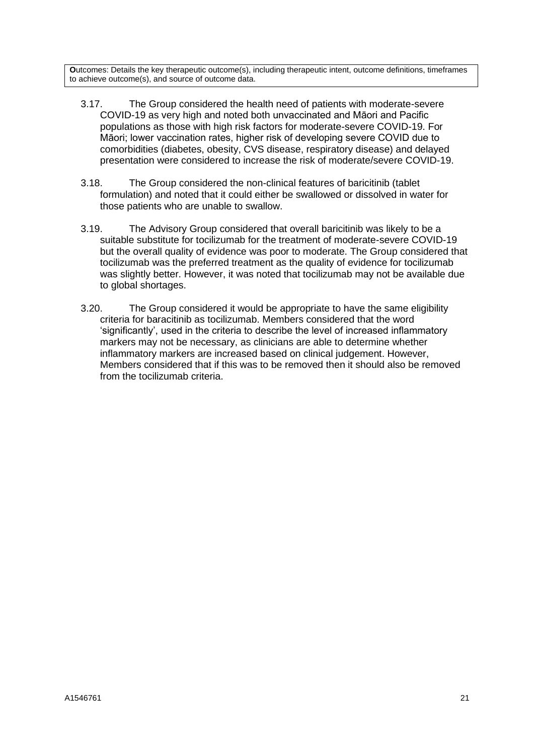| |
|---|
| **O**utcomes: Details the key therapeutic outcome(s), including therapeutic intent, outcome definitions, timeframes to achieve outcome(s), and source of outcome data. |

3.17. The Group considered the health need of patients with moderate-severe COVID-19 as very high and noted both unvaccinated and Māori and Pacific populations as those with high risk factors for moderate-severe COVID-19. For Māori; lower vaccination rates, higher risk of developing severe COVID due to comorbidities (diabetes, obesity, CVS disease, respiratory disease) and delayed presentation were considered to increase the risk of moderate/severe COVID-19.

3.18. The Group considered the non-clinical features of baricitinib (tablet formulation) and noted that it could either be swallowed or dissolved in water for those patients who are unable to swallow.

3.19. The Advisory Group considered that overall baricitinib was likely to be a suitable substitute for tocilizumab for the treatment of moderate-severe COVID-19 but the overall quality of evidence was poor to moderate. The Group considered that tocilizumab was the preferred treatment as the quality of evidence for tocilizumab was slightly better. However, it was noted that tocilizumab may not be available due to global shortages.

3.20. The Group considered it would be appropriate to have the same eligibility criteria for baracitinib as tocilizumab. Members considered that the word 'significantly', used in the criteria to describe the level of increased inflammatory markers may not be necessary, as clinicians are able to determine whether inflammatory markers are increased based on clinical judgement. However, Members considered that if this was to be removed then it should also be removed from the tocilizumab criteria.